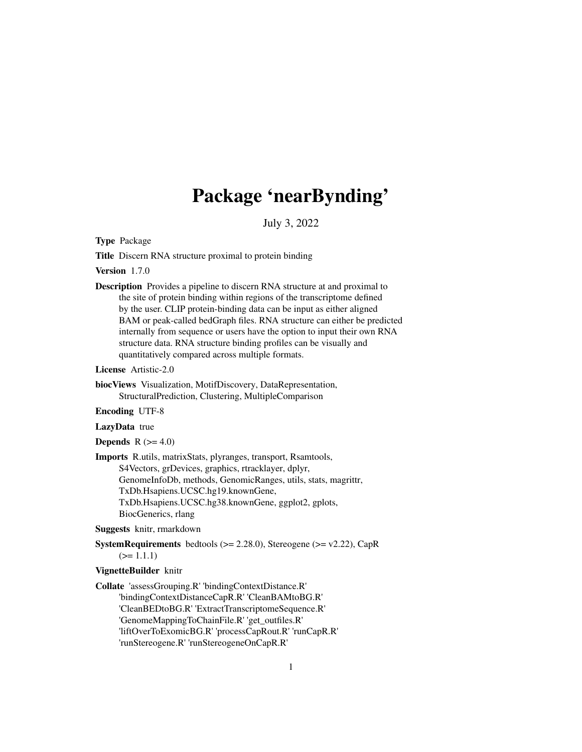# Package 'nearBynding'

July 3, 2022

**Type** Package

**Title** Discern RNA structure proximal to protein binding

**Version** 1.7.0

**Description** Provides a pipeline to discern RNA structure at and proximal to the site of protein binding within regions of the transcriptome defined by the user. CLIP protein-binding data can be input as either aligned BAM or peak-called bedGraph files. RNA structure can either be predicted internally from sequence or users have the option to input their own RNA structure data. RNA structure binding profiles can be visually and quantitatively compared across multiple formats.

**License** Artistic-2.0

**biocViews** Visualization, MotifDiscovery, DataRepresentation, StructuralPrediction, Clustering, MultipleComparison

**Encoding** UTF-8

**LazyData** true

**Depends** R (>= 4.0)

**Imports** R.utils, matrixStats, plyranges, transport, Rsamtools, S4Vectors, grDevices, graphics, rtracklayer, dplyr, GenomeInfoDb, methods, GenomicRanges, utils, stats, magrittr, TxDb.Hsapiens.UCSC.hg19.knownGene, TxDb.Hsapiens.UCSC.hg38.knownGene, ggplot2, gplots, BiocGenerics, rlang

**Suggests** knitr, rmarkdown

**SystemRequirements** bedtools (>= 2.28.0), Stereogene (>= v2.22), CapR (>= 1.1.1)

**VignetteBuilder** knitr

**Collate** 'assessGrouping.R' 'bindingContextDistance.R' 'bindingContextDistanceCapR.R' 'CleanBAMtoBG.R' 'CleanBEDtoBG.R' 'ExtractTranscriptomeSequence.R' 'GenomeMappingToChainFile.R' 'get_outfiles.R' 'liftOverToExomicBG.R' 'processCapRout.R' 'runCapR.R' 'runStereogene.R' 'runStereogeneOnCapR.R'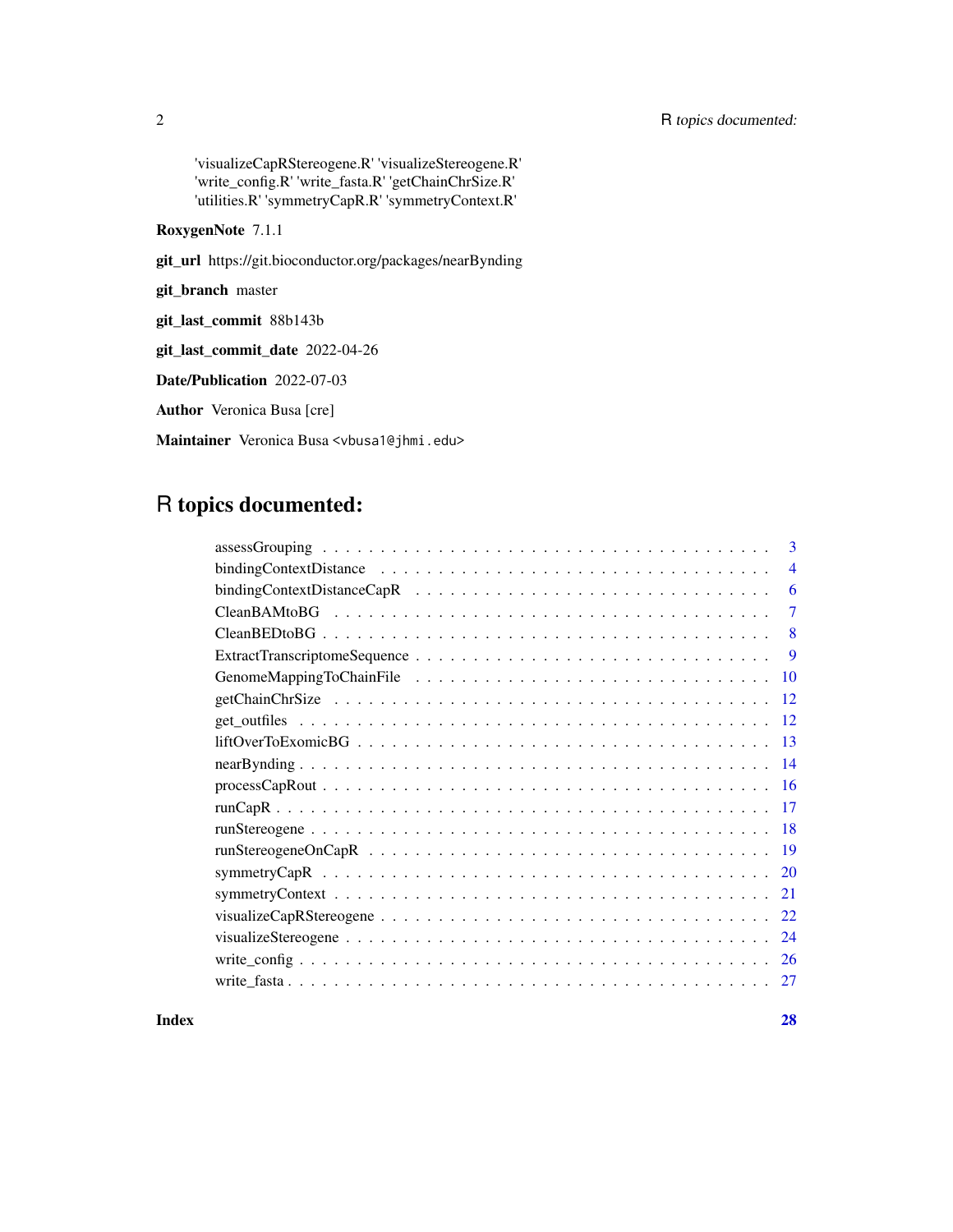'visualizeCapRStereogene.R' 'visualizeStereogene.R' 'write_config.R' 'write_fasta.R' 'getChainChrSize.R' 'utilities.R' 'symmetryCapR.R' 'symmetryContext.R'

**RoxygenNote** 7.1.1

**git_url** https://git.bioconductor.org/packages/nearBynding

**git_branch** master

**git_last_commit** 88b143b

**git_last_commit_date** 2022-04-26

**Date/Publication** 2022-07-03

**Author** Veronica Busa [cre]

**Maintainer** Veronica Busa <vbusa1@jhmi.edu>

# R topics documented:

| | |
|---|---|
| assessGrouping | 3 |
| bindingContextDistance | 4 |
| bindingContextDistanceCapR | 6 |
| CleanBAMtoBG | 7 |
| CleanBEDtoBG | 8 |
| ExtractTranscriptomeSequence | 9 |
| GenomeMappingToChainFile | 10 |
| getChainChrSize | 12 |
| get_outfiles | 12 |
| liftOverToExomicBG | 13 |
| nearBynding | 14 |
| processCapRout | 16 |
| runCapR | 17 |
| runStereogene | 18 |
| runStereogeneOnCapR | 19 |
| symmetryCapR | 20 |
| symmetryContext | 21 |
| visualizeCapRStereogene | 22 |
| visualizeStereogene | 24 |
| write_config | 26 |
| write_fasta | 27 |

**Index** **28**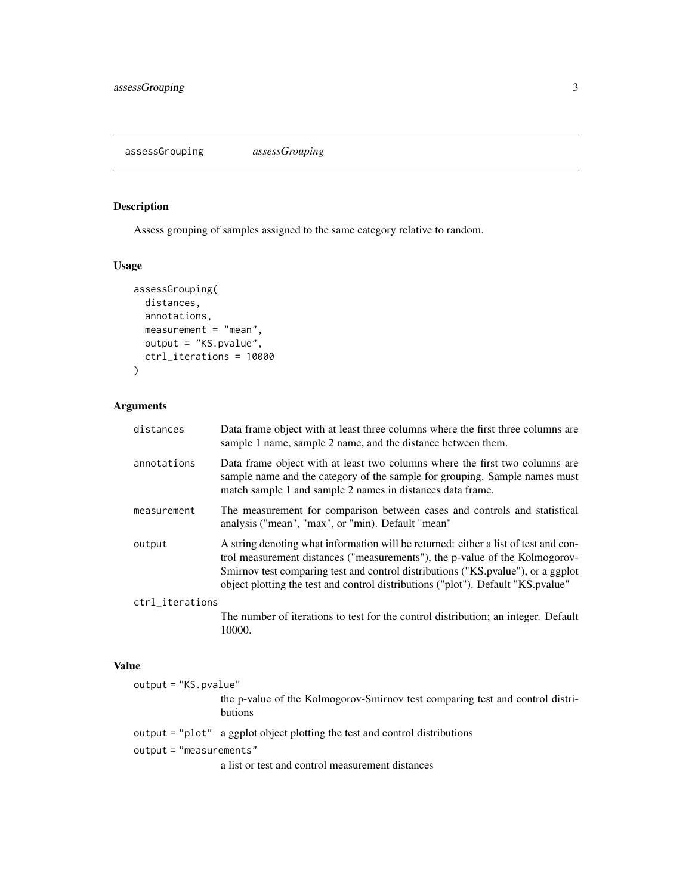## assessGrouping *assessGrouping*

### Description

Assess grouping of samples assigned to the same category relative to random.

### Usage

```
assessGrouping(
  distances,
  annotations,
  measurement = "mean",
  output = "KS.pvalue",
  ctrl_iterations = 10000
)
```

### Arguments

| | |
|---|---|
| `distances` | Data frame object with at least three columns where the first three columns are sample 1 name, sample 2 name, and the distance between them. |
| `annotations` | Data frame object with at least two columns where the first two columns are sample name and the category of the sample for grouping. Sample names must match sample 1 and sample 2 names in distances data frame. |
| `measurement` | The measurement for comparison between cases and controls and statistical analysis ("mean", "max", or "min). Default "mean" |
| `output` | A string denoting what information will be returned: either a list of test and control measurement distances ("measurements"), the p-value of the Kolmogorov-Smirnov test comparing test and control distributions ("KS.pvalue"), or a ggplot object plotting the test and control distributions ("plot"). Default "KS.pvalue" |
| `ctrl_iterations` | The number of iterations to test for the control distribution; an integer. Default 10000. |

### Value

| | |
|---|---|
| `output = "KS.pvalue"` | the p-value of the Kolmogorov-Smirnov test comparing test and control distributions |
| `output = "plot"` | a ggplot object plotting the test and control distributions |
| `output = "measurements"` | a list or test and control measurement distances |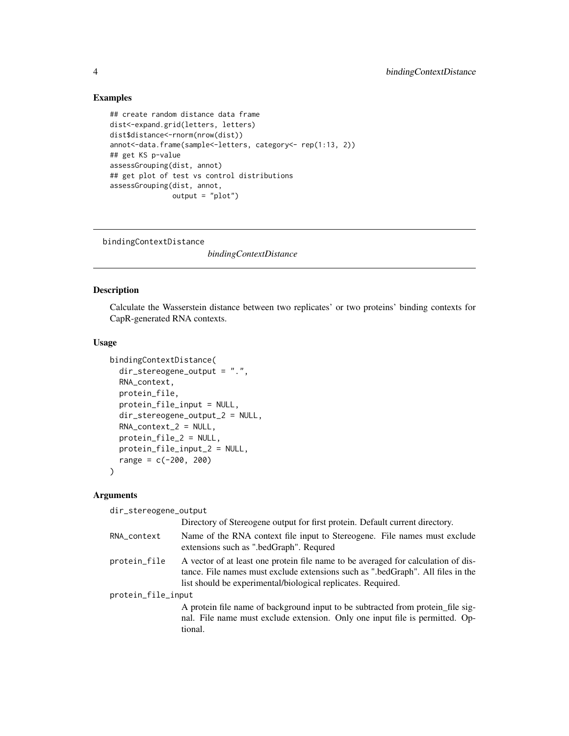## Examples

```
## create random distance data frame
dist<-expand.grid(letters, letters)
dist$distance<-rnorm(nrow(dist))
annot<-data.frame(sample<-letters, category<- rep(1:13, 2))
## get KS p-value
assessGrouping(dist, annot)
## get plot of test vs control distributions
assessGrouping(dist, annot,
               output = "plot")
```

---

`bindingContextDistance` *bindingContextDistance*

---

## Description

Calculate the Wasserstein distance between two replicates' or two proteins' binding contexts for CapR-generated RNA contexts.

## Usage

```
bindingContextDistance(
  dir_stereogene_output = ".",
  RNA_context,
  protein_file,
  protein_file_input = NULL,
  dir_stereogene_output_2 = NULL,
  RNA_context_2 = NULL,
  protein_file_2 = NULL,
  protein_file_input_2 = NULL,
  range = c(-200, 200)
)
```

## Arguments

`dir_stereogene_output`
: Directory of Stereogene output for first protein. Default current directory.

`RNA_context`
: Name of the RNA context file input to Stereogene. File names must exclude extensions such as ".bedGraph". Requred

`protein_file`
: A vector of at least one protein file name to be averaged for calculation of distance. File names must exclude extensions such as ".bedGraph". All files in the list should be experimental/biological replicates. Required.

`protein_file_input`
: A protein file name of background input to be subtracted from protein_file signal. File name must exclude extension. Only one input file is permitted. Optional.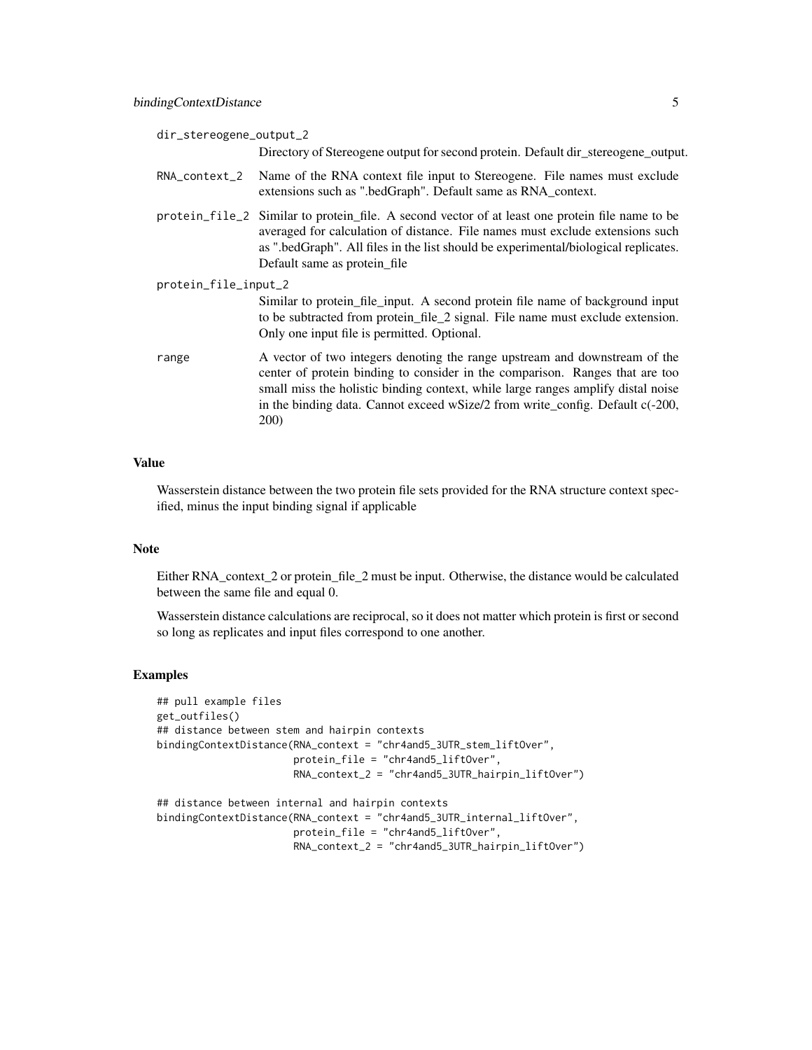dir_stereogene_output_2
: Directory of Stereogene output for second protein. Default dir_stereogene_output.

RNA_context_2
: Name of the RNA context file input to Stereogene. File names must exclude extensions such as ".bedGraph". Default same as RNA_context.

protein_file_2
: Similar to protein_file. A second vector of at least one protein file name to be averaged for calculation of distance. File names must exclude extensions such as ".bedGraph". All files in the list should be experimental/biological replicates. Default same as protein_file

protein_file_input_2
: Similar to protein_file_input. A second protein file name of background input to be subtracted from protein_file_2 signal. File name must exclude extension. Only one input file is permitted. Optional.

range
: A vector of two integers denoting the range upstream and downstream of the center of protein binding to consider in the comparison. Ranges that are too small miss the holistic binding context, while large ranges amplify distal noise in the binding data. Cannot exceed wSize/2 from write_config. Default c(-200, 200)

## Value

Wasserstein distance between the two protein file sets provided for the RNA structure context specified, minus the input binding signal if applicable

## Note

Either RNA_context_2 or protein_file_2 must be input. Otherwise, the distance would be calculated between the same file and equal 0.

Wasserstein distance calculations are reciprocal, so it does not matter which protein is first or second so long as replicates and input files correspond to one another.

## Examples

```
## pull example files
get_outfiles()
## distance between stem and hairpin contexts
bindingContextDistance(RNA_context = "chr4and5_3UTR_stem_liftOver",
                       protein_file = "chr4and5_liftOver",
                       RNA_context_2 = "chr4and5_3UTR_hairpin_liftOver")

## distance between internal and hairpin contexts
bindingContextDistance(RNA_context = "chr4and5_3UTR_internal_liftOver",
                       protein_file = "chr4and5_liftOver",
                       RNA_context_2 = "chr4and5_3UTR_hairpin_liftOver")
```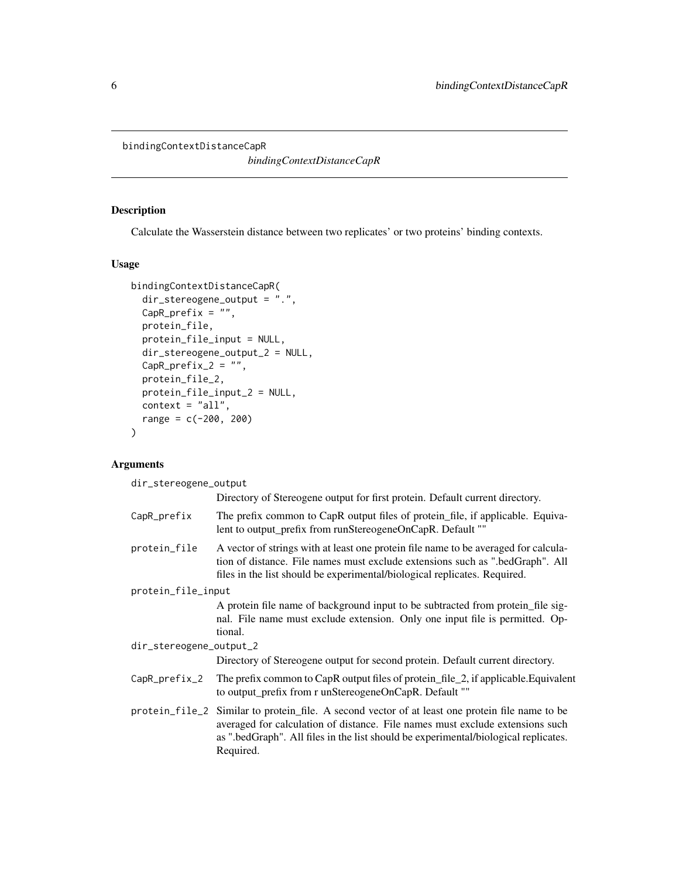bindingContextDistanceCapR

*bindingContextDistanceCapR*

## Description

Calculate the Wasserstein distance between two replicates' or two proteins' binding contexts.

## Usage

```
bindingContextDistanceCapR(
  dir_stereogene_output = ".",
  CapR_prefix = "",
  protein_file,
  protein_file_input = NULL,
  dir_stereogene_output_2 = NULL,
  CapR_prefix_2 = "",
  protein_file_2,
  protein_file_input_2 = NULL,
  context = "all",
  range = c(-200, 200)
)
```

## Arguments

`dir_stereogene_output`
: Directory of Stereogene output for first protein. Default current directory.

`CapR_prefix`
: The prefix common to CapR output files of protein_file, if applicable. Equivalent to output_prefix from runStereogeneOnCapR. Default ""

`protein_file`
: A vector of strings with at least one protein file name to be averaged for calculation of distance. File names must exclude extensions such as ".bedGraph". All files in the list should be experimental/biological replicates. Required.

`protein_file_input`
: A protein file name of background input to be subtracted from protein_file signal. File name must exclude extension. Only one input file is permitted. Optional.

`dir_stereogene_output_2`
: Directory of Stereogene output for second protein. Default current directory.

`CapR_prefix_2`
: The prefix common to CapR output files of protein_file_2, if applicable.Equivalent to output_prefix from r unStereogeneOnCapR. Default ""

`protein_file_2`
: Similar to protein_file. A second vector of at least one protein file name to be averaged for calculation of distance. File names must exclude extensions such as ".bedGraph". All files in the list should be experimental/biological replicates. Required.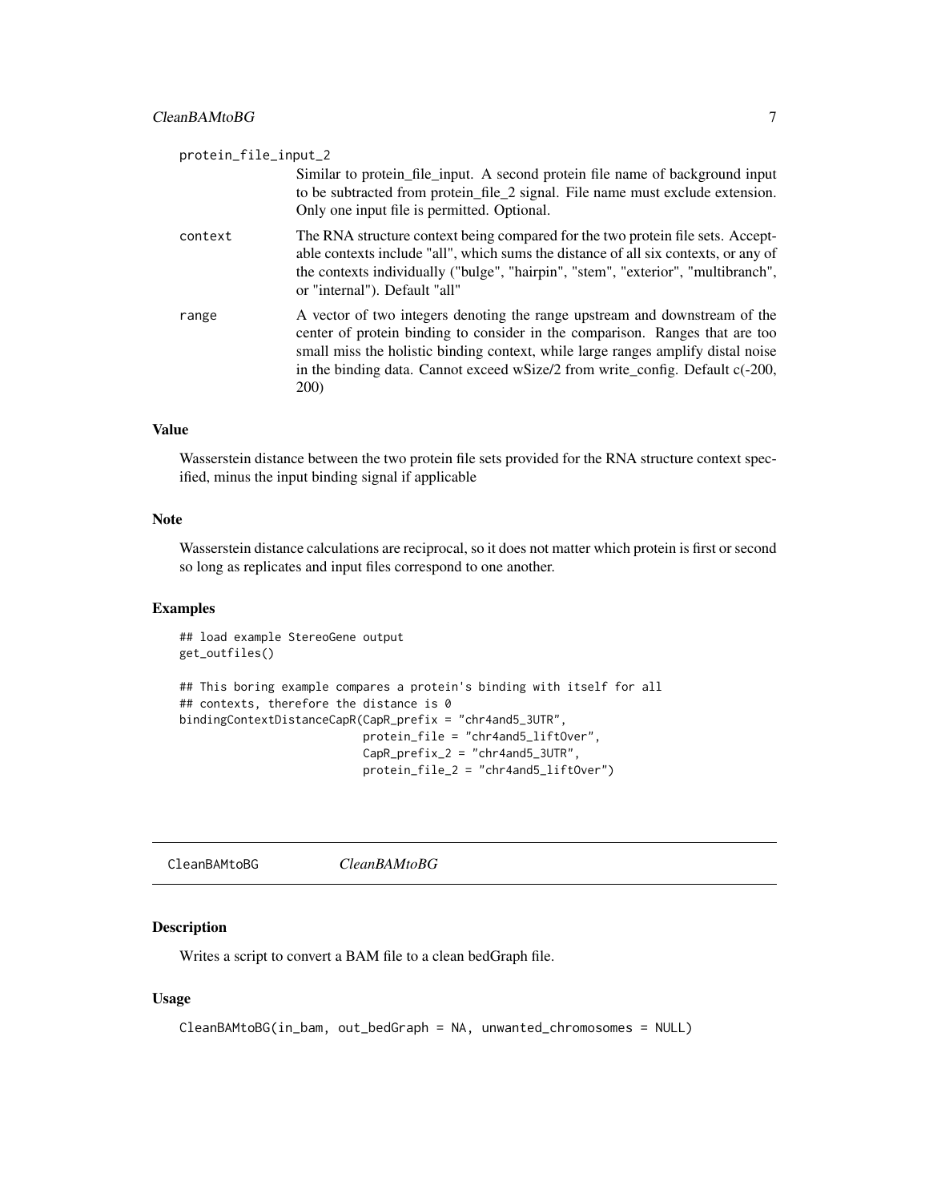protein_file_input_2
: Similar to protein_file_input. A second protein file name of background input to be subtracted from protein_file_2 signal. File name must exclude extension. Only one input file is permitted. Optional.

context
: The RNA structure context being compared for the two protein file sets. Acceptable contexts include "all", which sums the distance of all six contexts, or any of the contexts individually ("bulge", "hairpin", "stem", "exterior", "multibranch", or "internal"). Default "all"

range
: A vector of two integers denoting the range upstream and downstream of the center of protein binding to consider in the comparison. Ranges that are too small miss the holistic binding context, while large ranges amplify distal noise in the binding data. Cannot exceed wSize/2 from write_config. Default c(-200, 200)

### Value

Wasserstein distance between the two protein file sets provided for the RNA structure context specified, minus the input binding signal if applicable

### Note

Wasserstein distance calculations are reciprocal, so it does not matter which protein is first or second so long as replicates and input files correspond to one another.

### Examples

```
## load example StereoGene output
get_outfiles()

## This boring example compares a protein's binding with itself for all
## contexts, therefore the distance is 0
bindingContextDistanceCapR(CapR_prefix = "chr4and5_3UTR",
                           protein_file = "chr4and5_liftOver",
                           CapR_prefix_2 = "chr4and5_3UTR",
                           protein_file_2 = "chr4and5_liftOver")
```

---

## CleanBAMtoBG *CleanBAMtoBG*

### Description

Writes a script to convert a BAM file to a clean bedGraph file.

### Usage

```
CleanBAMtoBG(in_bam, out_bedGraph = NA, unwanted_chromosomes = NULL)
```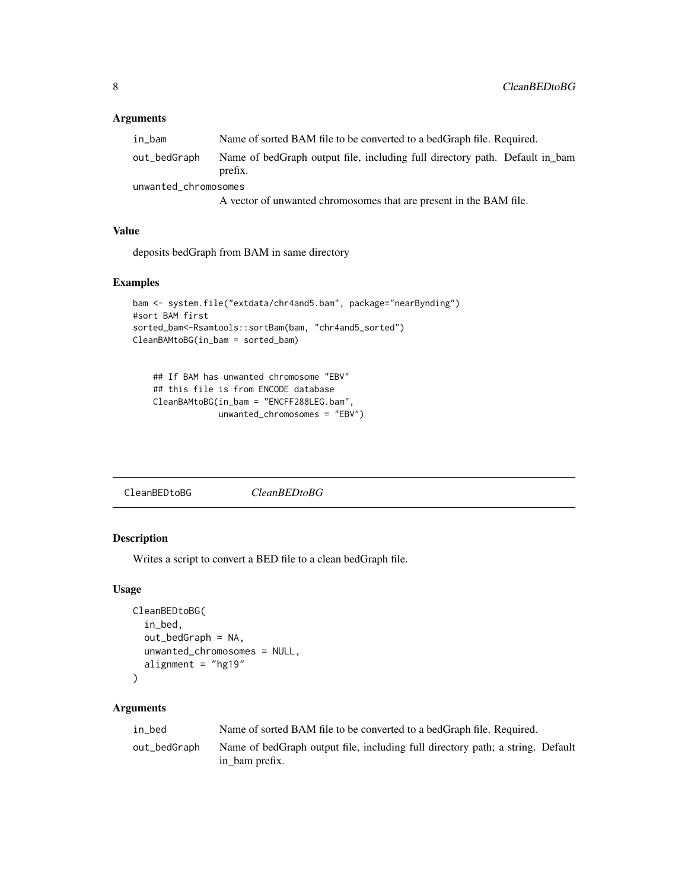### Arguments

- `in_bam` Name of sorted BAM file to be converted to a bedGraph file. Required.
- `out_bedGraph` Name of bedGraph output file, including full directory path. Default in_bam prefix.
- `unwanted_chromosomes` A vector of unwanted chromosomes that are present in the BAM file.

### Value

deposits bedGraph from BAM in same directory

### Examples

```
bam <- system.file("extdata/chr4and5.bam", package="nearBynding")
#sort BAM first
sorted_bam<-Rsamtools::sortBam(bam, "chr4and5_sorted")
CleanBAMtoBG(in_bam = sorted_bam)


    ## If BAM has unwanted chromosome "EBV"
    ## this file is from ENCODE database
    CleanBAMtoBG(in_bam = "ENCFF288LEG.bam",
                 unwanted_chromosomes = "EBV")
```

---

## CleanBEDtoBG *CleanBEDtoBG*

### Description

Writes a script to convert a BED file to a clean bedGraph file.

### Usage

```
CleanBEDtoBG(
  in_bed,
  out_bedGraph = NA,
  unwanted_chromosomes = NULL,
  alignment = "hg19"
)
```

### Arguments

- `in_bed` Name of sorted BAM file to be converted to a bedGraph file. Required.
- `out_bedGraph` Name of bedGraph output file, including full directory path; a string. Default in_bam prefix.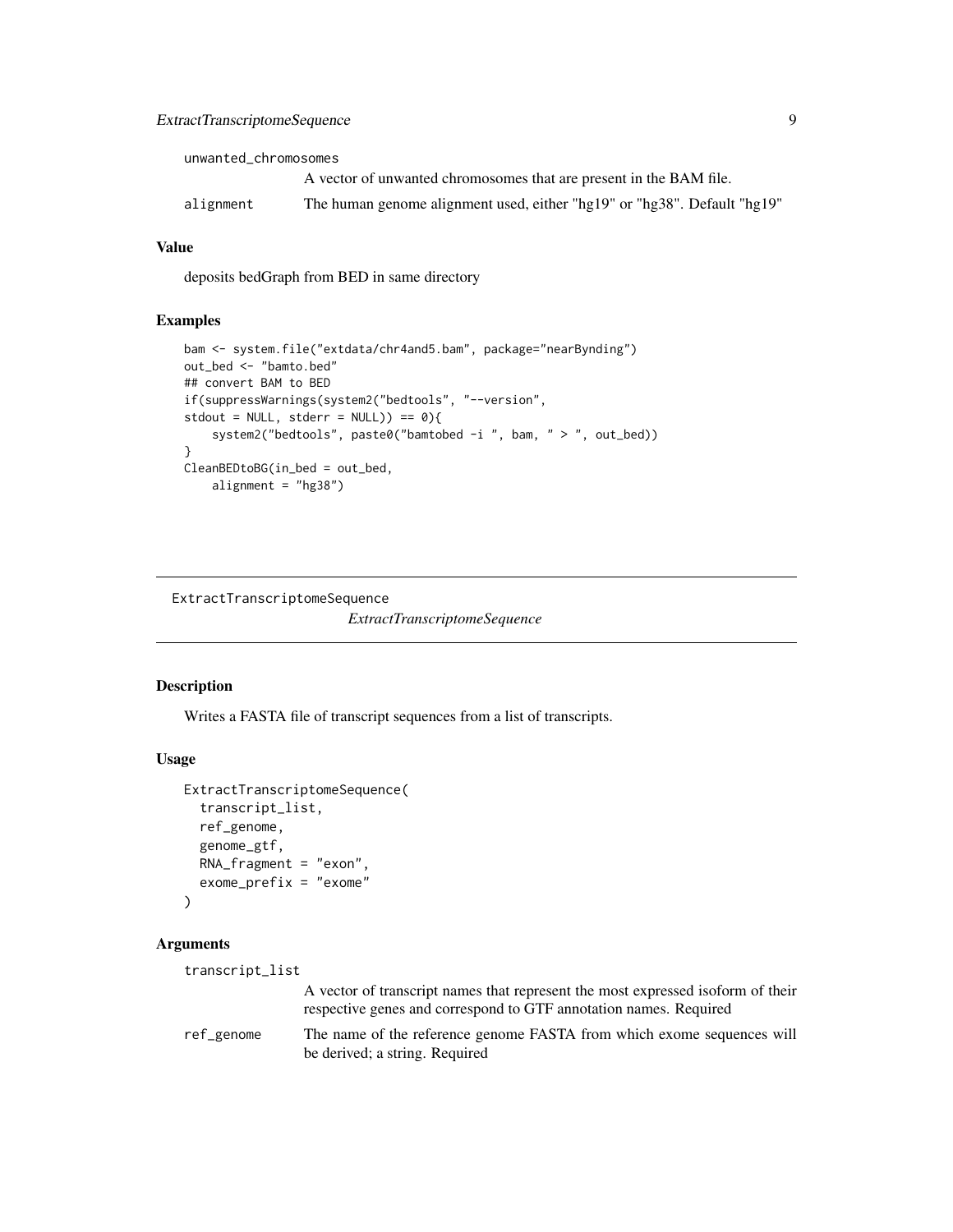unwanted_chromosomes
: A vector of unwanted chromosomes that are present in the BAM file.

alignment
: The human genome alignment used, either "hg19" or "hg38". Default "hg19"

### Value

deposits bedGraph from BED in same directory

### Examples

```
bam <- system.file("extdata/chr4and5.bam", package="nearBynding")
out_bed <- "bamto.bed"
## convert BAM to BED
if(suppressWarnings(system2("bedtools", "--version",
stdout = NULL, stderr = NULL)) == 0){
    system2("bedtools", paste0("bamtobed -i ", bam, " > ", out_bed))
}
CleanBEDtoBG(in_bed = out_bed,
    alignment = "hg38")
```

---

## ExtractTranscriptomeSequence

*ExtractTranscriptomeSequence*

---

### Description

Writes a FASTA file of transcript sequences from a list of transcripts.

### Usage

```
ExtractTranscriptomeSequence(
  transcript_list,
  ref_genome,
  genome_gtf,
  RNA_fragment = "exon",
  exome_prefix = "exome"
)
```

### Arguments

transcript_list
: A vector of transcript names that represent the most expressed isoform of their respective genes and correspond to GTF annotation names. Required

ref_genome
: The name of the reference genome FASTA from which exome sequences will be derived; a string. Required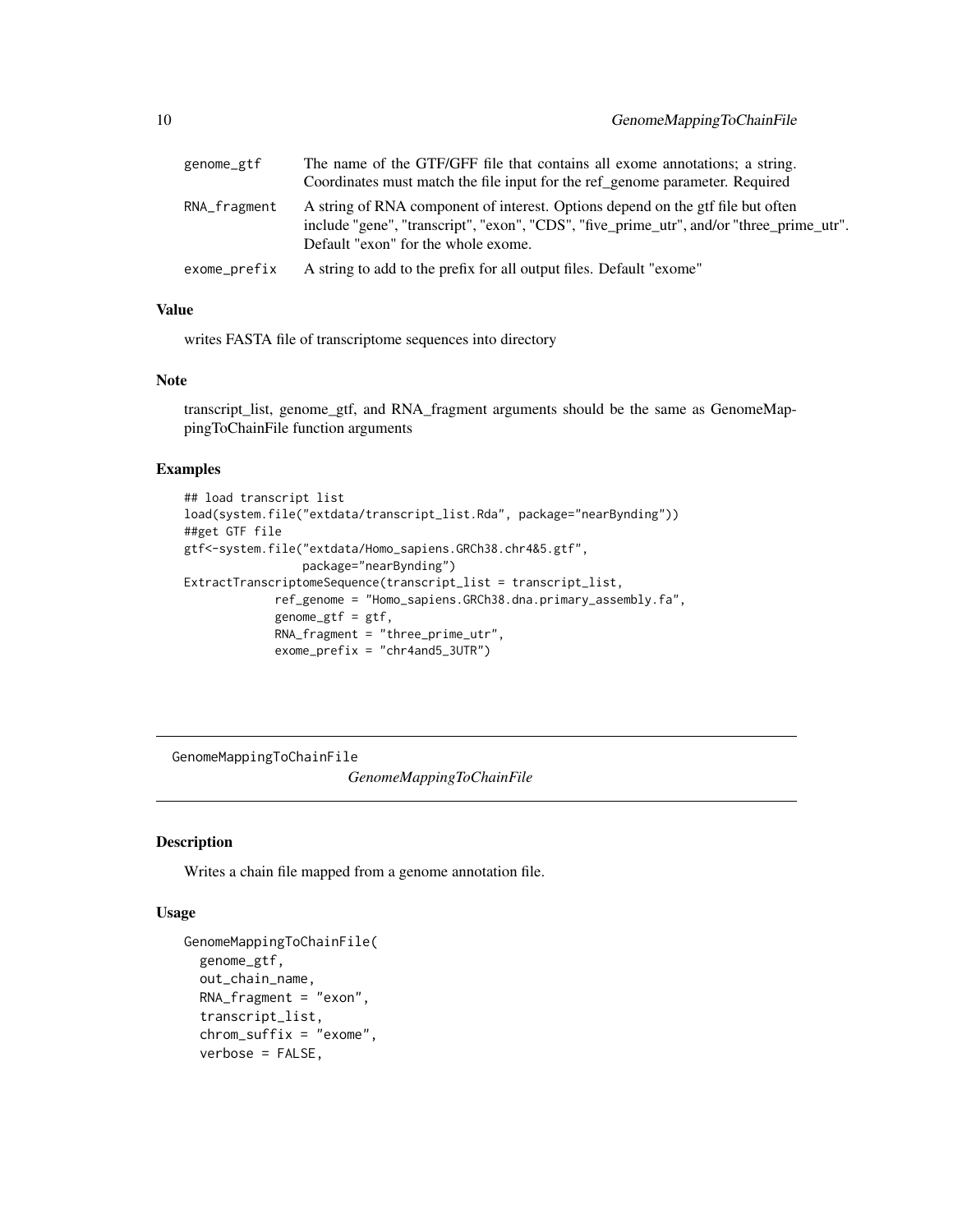| | |
|---|---|
| genome_gtf | The name of the GTF/GFF file that contains all exome annotations; a string. Coordinates must match the file input for the ref_genome parameter. Required |
| RNA_fragment | A string of RNA component of interest. Options depend on the gtf file but often include "gene", "transcript", "exon", "CDS", "five_prime_utr", and/or "three_prime_utr". Default "exon" for the whole exome. |
| exome_prefix | A string to add to the prefix for all output files. Default "exome" |

### Value

writes FASTA file of transcriptome sequences into directory

### Note

transcript_list, genome_gtf, and RNA_fragment arguments should be the same as GenomeMappingToChainFile function arguments

### Examples

```
## load transcript list
load(system.file("extdata/transcript_list.Rda", package="nearBynding"))
##get GTF file
gtf<-system.file("extdata/Homo_sapiens.GRCh38.chr4&5.gtf",
                package="nearBynding")
ExtractTranscriptomeSequence(transcript_list = transcript_list,
            ref_genome = "Homo_sapiens.GRCh38.dna.primary_assembly.fa",
            genome_gtf = gtf,
            RNA_fragment = "three_prime_utr",
            exome_prefix = "chr4and5_3UTR")
```

---

## GenomeMappingToChainFile

*GenomeMappingToChainFile*

---

### Description

Writes a chain file mapped from a genome annotation file.

### Usage

```
GenomeMappingToChainFile(
  genome_gtf,
  out_chain_name,
  RNA_fragment = "exon",
  transcript_list,
  chrom_suffix = "exome",
  verbose = FALSE,
```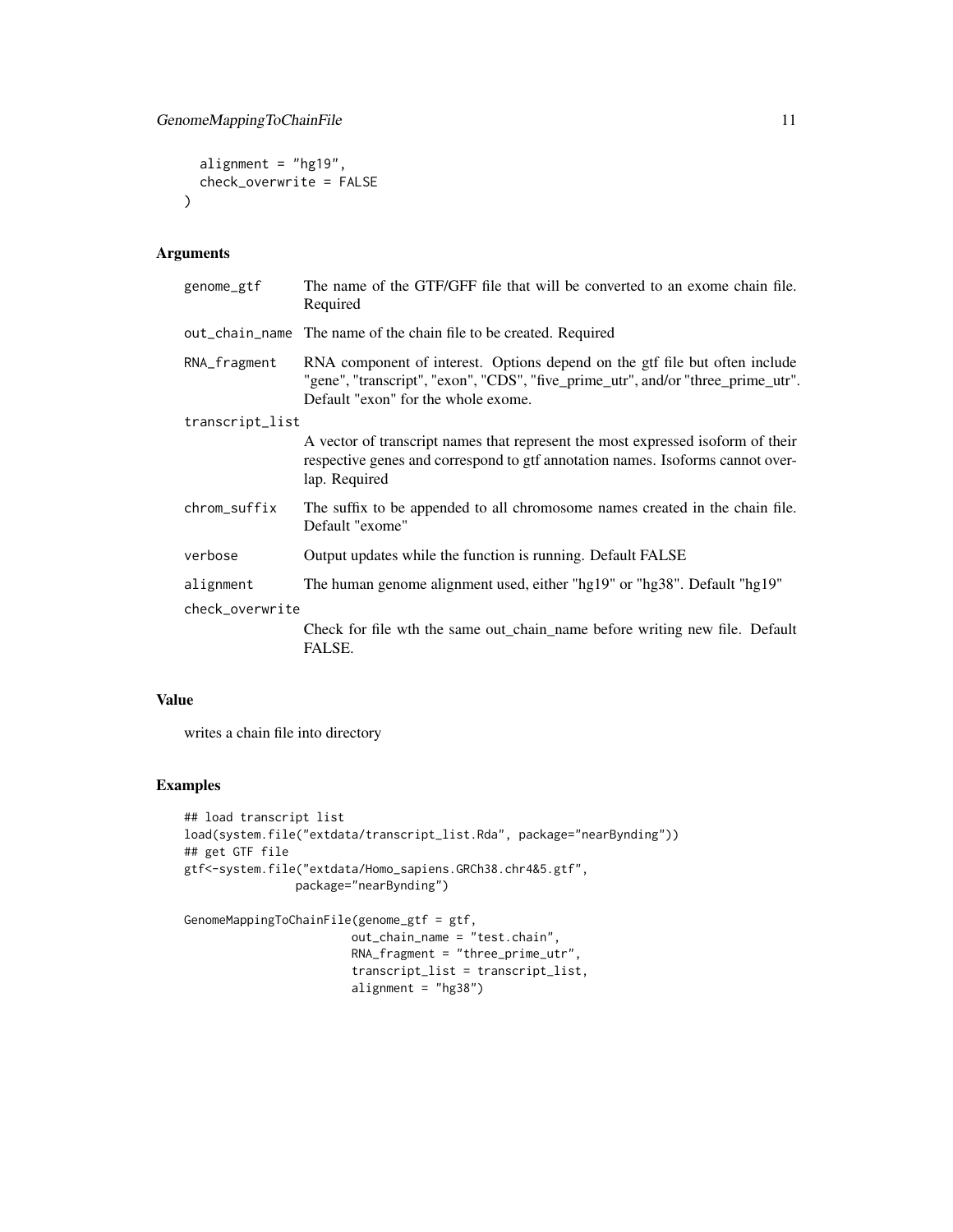```
  alignment = "hg19",
  check_overwrite = FALSE
)
```

## Arguments

| | |
|---|---|
| genome_gtf | The name of the GTF/GFF file that will be converted to an exome chain file. Required |
| out_chain_name | The name of the chain file to be created. Required |
| RNA_fragment | RNA component of interest. Options depend on the gtf file but often include "gene", "transcript", "exon", "CDS", "five_prime_utr", and/or "three_prime_utr". Default "exon" for the whole exome. |
| transcript_list | A vector of transcript names that represent the most expressed isoform of their respective genes and correspond to gtf annotation names. Isoforms cannot overlap. Required |
| chrom_suffix | The suffix to be appended to all chromosome names created in the chain file. Default "exome" |
| verbose | Output updates while the function is running. Default FALSE |
| alignment | The human genome alignment used, either "hg19" or "hg38". Default "hg19" |
| check_overwrite | Check for file wth the same out_chain_name before writing new file. Default FALSE. |

## Value

writes a chain file into directory

## Examples

```
## load transcript list
load(system.file("extdata/transcript_list.Rda", package="nearBynding"))
## get GTF file
gtf<-system.file("extdata/Homo_sapiens.GRCh38.chr4&5.gtf",
               package="nearBynding")

GenomeMappingToChainFile(genome_gtf = gtf,
                        out_chain_name = "test.chain",
                        RNA_fragment = "three_prime_utr",
                        transcript_list = transcript_list,
                        alignment = "hg38")
```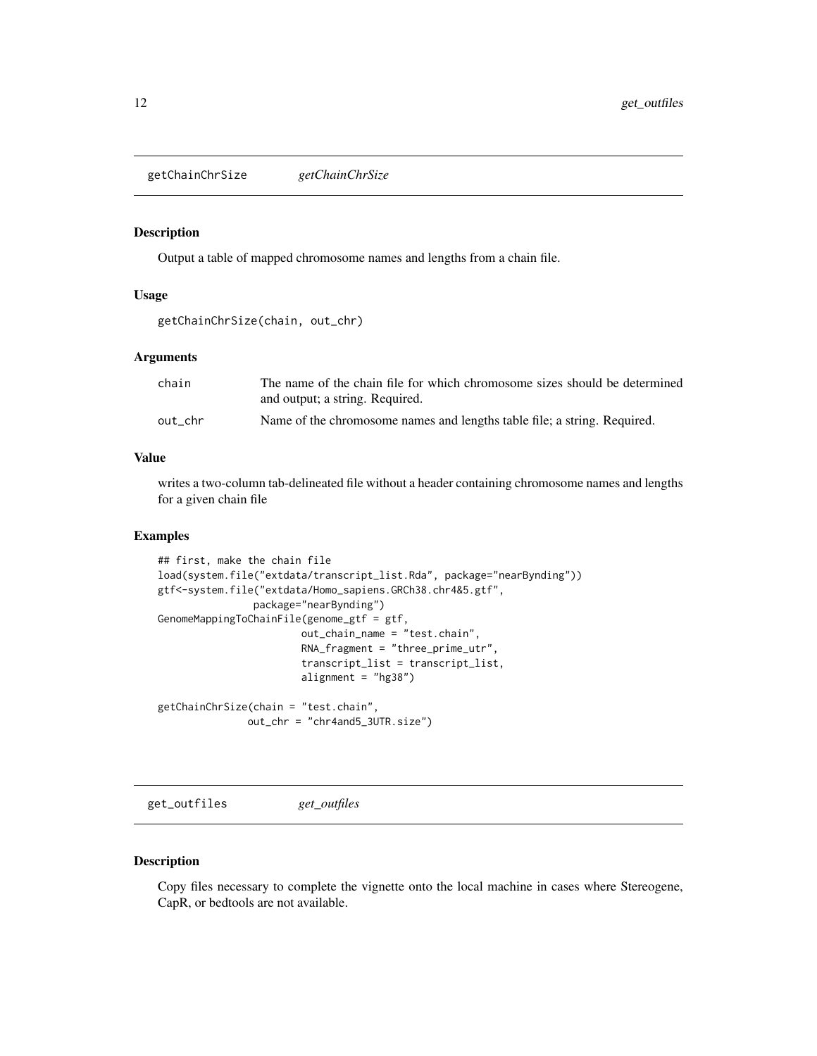## getChainChrSize *getChainChrSize*

### Description

Output a table of mapped chromosome names and lengths from a chain file.

### Usage

```
getChainChrSize(chain, out_chr)
```

### Arguments

| | |
|---|---|
| chain | The name of the chain file for which chromosome sizes should be determined and output; a string. Required. |
| out_chr | Name of the chromosome names and lengths table file; a string. Required. |

### Value

writes a two-column tab-delineated file without a header containing chromosome names and lengths for a given chain file

### Examples

```
## first, make the chain file
load(system.file("extdata/transcript_list.Rda", package="nearBynding"))
gtf<-system.file("extdata/Homo_sapiens.GRCh38.chr4&5.gtf",
                package="nearBynding")
GenomeMappingToChainFile(genome_gtf = gtf,
                        out_chain_name = "test.chain",
                        RNA_fragment = "three_prime_utr",
                        transcript_list = transcript_list,
                        alignment = "hg38")

getChainChrSize(chain = "test.chain",
               out_chr = "chr4and5_3UTR.size")
```

## get_outfiles *get_outfiles*

### Description

Copy files necessary to complete the vignette onto the local machine in cases where Stereogene, CapR, or bedtools are not available.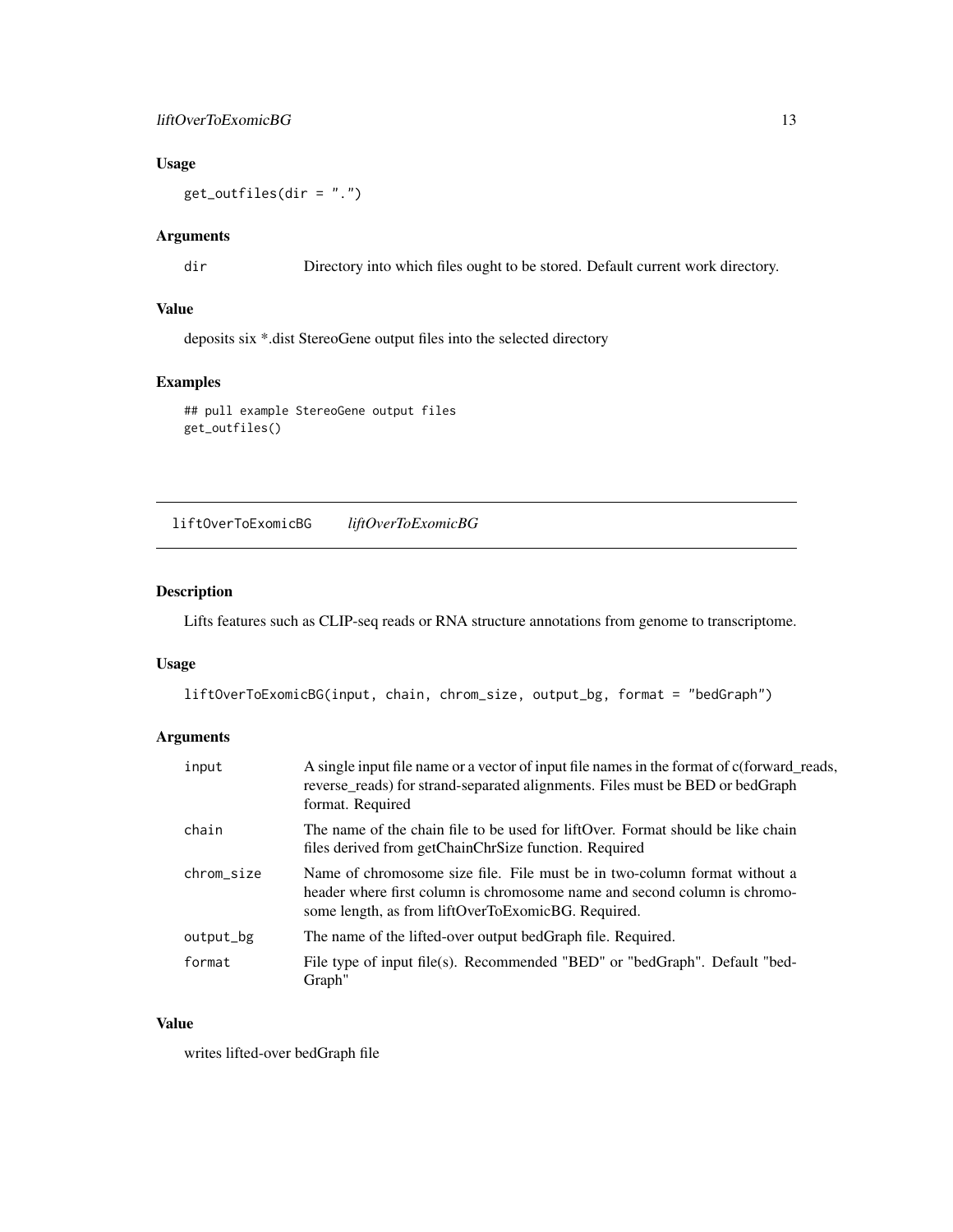### Usage

```
get_outfiles(dir = ".")
```

### Arguments

| | |
|---|---|
| dir | Directory into which files ought to be stored. Default current work directory. |

### Value

deposits six *.dist StereoGene output files into the selected directory

### Examples

```
## pull example StereoGene output files
get_outfiles()
```

---

## liftOverToExomicBG *liftOverToExomicBG*

### Description

Lifts features such as CLIP-seq reads or RNA structure annotations from genome to transcriptome.

### Usage

```
liftOverToExomicBG(input, chain, chrom_size, output_bg, format = "bedGraph")
```

### Arguments

| | |
|---|---|
| input | A single input file name or a vector of input file names in the format of c(forward_reads, reverse_reads) for strand-separated alignments. Files must be BED or bedGraph format. Required |
| chain | The name of the chain file to be used for liftOver. Format should be like chain files derived from getChainChrSize function. Required |
| chrom_size | Name of chromosome size file. File must be in two-column format without a header where first column is chromosome name and second column is chromosome length, as from liftOverToExomicBG. Required. |
| output_bg | The name of the lifted-over output bedGraph file. Required. |
| format | File type of input file(s). Recommended "BED" or "bedGraph". Default "bedGraph" |

### Value

writes lifted-over bedGraph file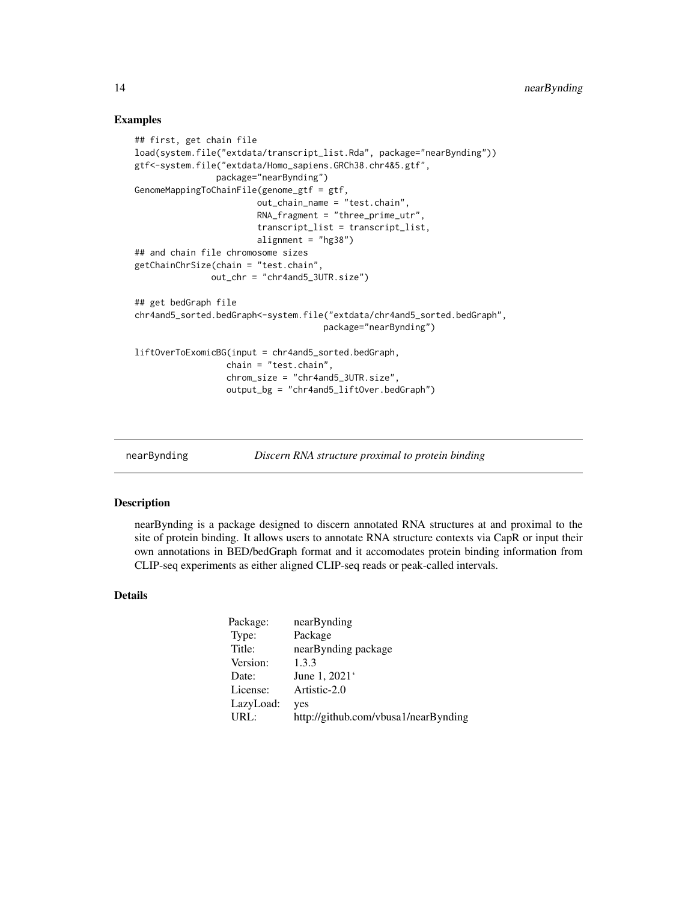### Examples

```
## first, get chain file
load(system.file("extdata/transcript_list.Rda", package="nearBynding"))
gtf<-system.file("extdata/Homo_sapiens.GRCh38.chr4&5.gtf",
                package="nearBynding")
GenomeMappingToChainFile(genome_gtf = gtf,
                        out_chain_name = "test.chain",
                        RNA_fragment = "three_prime_utr",
                        transcript_list = transcript_list,
                        alignment = "hg38")
## and chain file chromosome sizes
getChainChrSize(chain = "test.chain",
               out_chr = "chr4and5_3UTR.size")

## get bedGraph file
chr4and5_sorted.bedGraph<-system.file("extdata/chr4and5_sorted.bedGraph",
                                      package="nearBynding")

liftOverToExomicBG(input = chr4and5_sorted.bedGraph,
                  chain = "test.chain",
                  chrom_size = "chr4and5_3UTR.size",
                  output_bg = "chr4and5_liftOver.bedGraph")
```

---

## nearBynding — *Discern RNA structure proximal to protein binding*

---

### Description

nearBynding is a package designed to discern annotated RNA structures at and proximal to the site of protein binding. It allows users to annotate RNA structure contexts via CapR or input their own annotations in BED/bedGraph format and it accomodates protein binding information from CLIP-seq experiments as either aligned CLIP-seq reads or peak-called intervals.

### Details

| | |
|---|---|
| Package: | nearBynding |
| Type: | Package |
| Title: | nearBynding package |
| Version: | 1.3.3 |
| Date: | June 1, 2021‘ |
| License: | Artistic-2.0 |
| LazyLoad: | yes |
| URL: | http://github.com/vbusa1/nearBynding |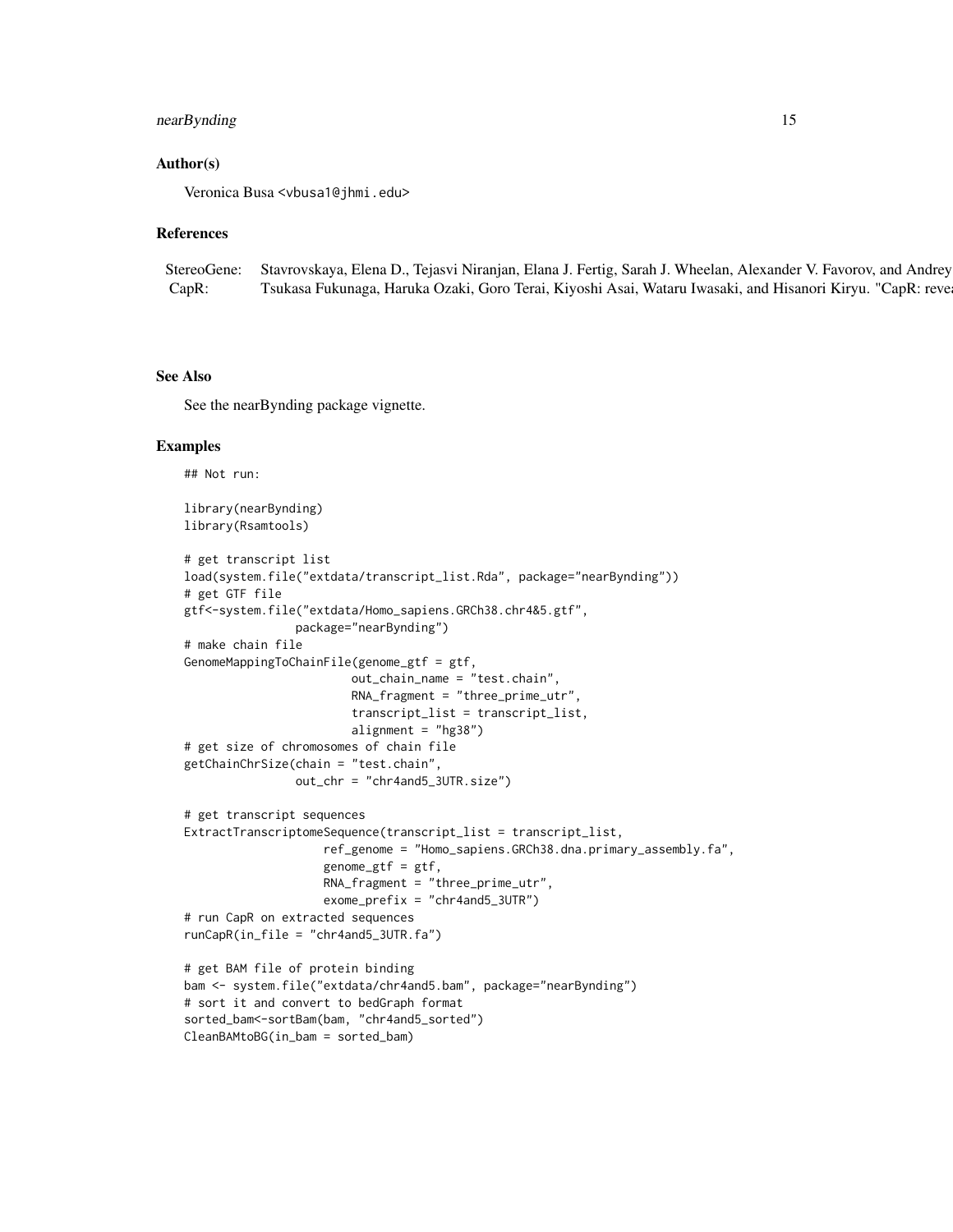### Author(s)

Veronica Busa <vbusa1@jhmi.edu>

### References

| | |
|---|---|
| StereoGene: | Stavrovskaya, Elena D., Tejasvi Niranjan, Elana J. Fertig, Sarah J. Wheelan, Alexander V. Favorov, and Andrey |
| CapR: | Tsukasa Fukunaga, Haruka Ozaki, Goro Terai, Kiyoshi Asai, Wataru Iwasaki, and Hisanori Kiryu. "CapR: reve |

### See Also

See the nearBynding package vignette.

### Examples

```
## Not run:

library(nearBynding)
library(Rsamtools)

# get transcript list
load(system.file("extdata/transcript_list.Rda", package="nearBynding"))
# get GTF file
gtf<-system.file("extdata/Homo_sapiens.GRCh38.chr4&5.gtf",
                package="nearBynding")
# make chain file
GenomeMappingToChainFile(genome_gtf = gtf,
                        out_chain_name = "test.chain",
                        RNA_fragment = "three_prime_utr",
                        transcript_list = transcript_list,
                        alignment = "hg38")
# get size of chromosomes of chain file
getChainChrSize(chain = "test.chain",
                out_chr = "chr4and5_3UTR.size")

# get transcript sequences
ExtractTranscriptomeSequence(transcript_list = transcript_list,
                    ref_genome = "Homo_sapiens.GRCh38.dna.primary_assembly.fa",
                    genome_gtf = gtf,
                    RNA_fragment = "three_prime_utr",
                    exome_prefix = "chr4and5_3UTR")
# run CapR on extracted sequences
runCapR(in_file = "chr4and5_3UTR.fa")

# get BAM file of protein binding
bam <- system.file("extdata/chr4and5.bam", package="nearBynding")
# sort it and convert to bedGraph format
sorted_bam<-sortBam(bam, "chr4and5_sorted")
CleanBAMtoBG(in_bam = sorted_bam)
```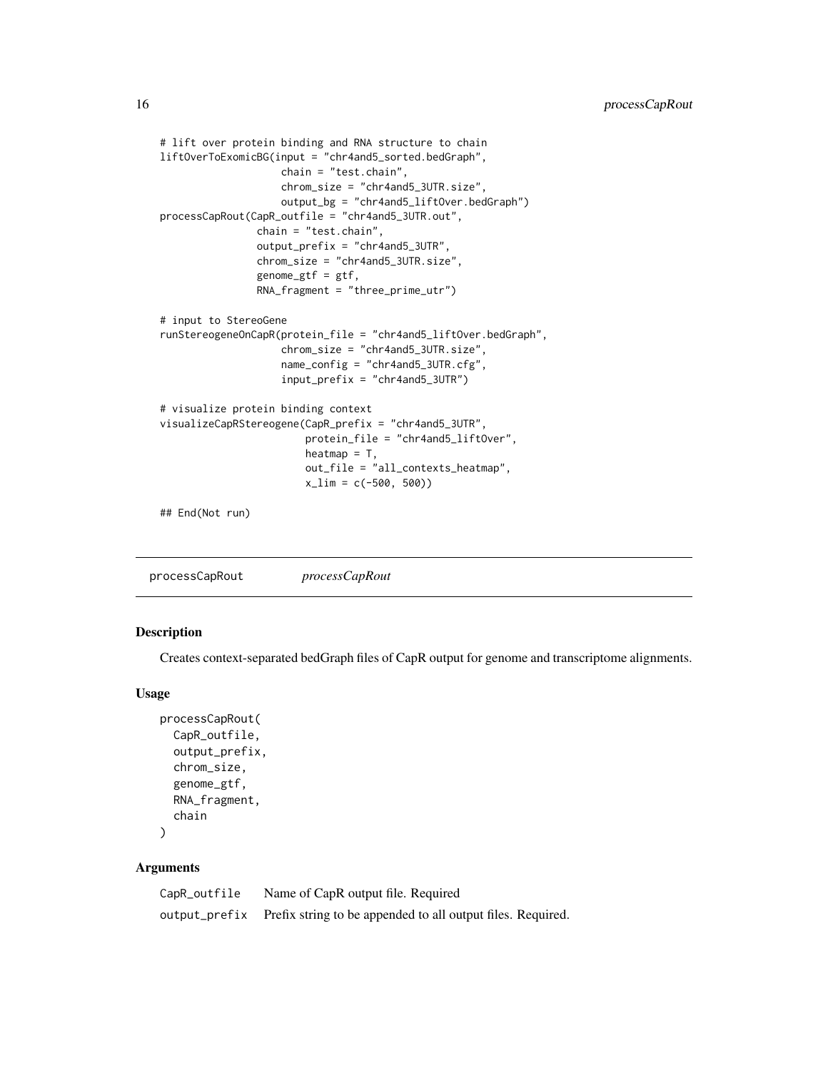```
# lift over protein binding and RNA structure to chain
liftOverToExomicBG(input = "chr4and5_sorted.bedGraph",
                   chain = "test.chain",
                   chrom_size = "chr4and5_3UTR.size",
                   output_bg = "chr4and5_liftOver.bedGraph")
processCapRout(CapR_outfile = "chr4and5_3UTR.out",
               chain = "test.chain",
               output_prefix = "chr4and5_3UTR",
               chrom_size = "chr4and5_3UTR.size",
               genome_gtf = gtf,
               RNA_fragment = "three_prime_utr")

# input to StereoGene
runStereogeneOnCapR(protein_file = "chr4and5_liftOver.bedGraph",
                    chrom_size = "chr4and5_3UTR.size",
                    name_config = "chr4and5_3UTR.cfg",
                    input_prefix = "chr4and5_3UTR")

# visualize protein binding context
visualizeCapRStereogene(CapR_prefix = "chr4and5_3UTR",
                        protein_file = "chr4and5_liftOver",
                        heatmap = T,
                        out_file = "all_contexts_heatmap",
                        x_lim = c(-500, 500))

## End(Not run)
```

---

## processCapRout *processCapRout*

### Description

Creates context-separated bedGraph files of CapR output for genome and transcriptome alignments.

### Usage

```
processCapRout(
  CapR_outfile,
  output_prefix,
  chrom_size,
  genome_gtf,
  RNA_fragment,
  chain
)
```

### Arguments

| | |
|---|---|
| CapR_outfile | Name of CapR output file. Required |
| output_prefix | Prefix string to be appended to all output files. Required. |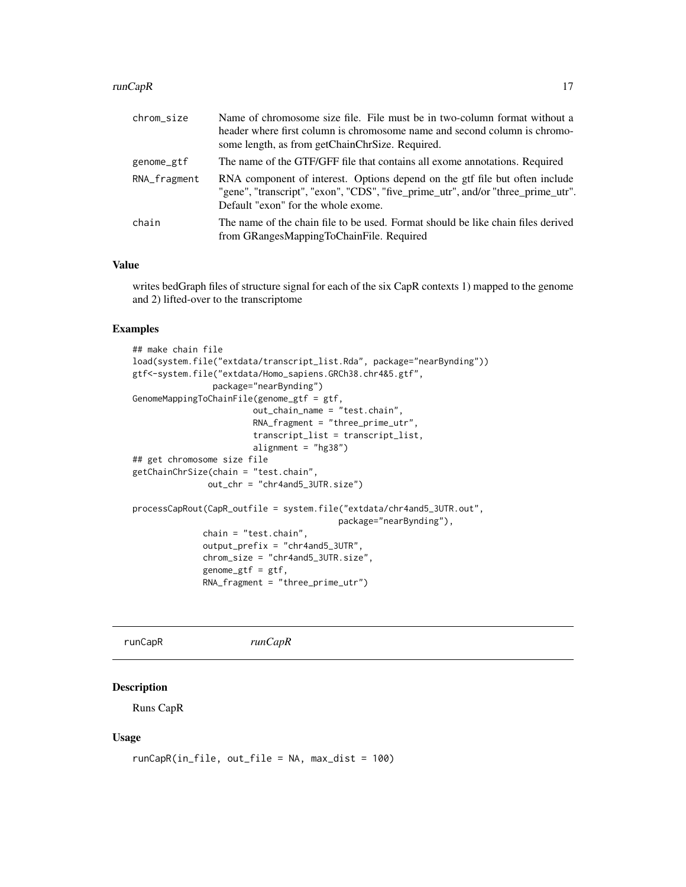| | |
|---|---|
| chrom_size | Name of chromosome size file. File must be in two-column format without a header where first column is chromosome name and second column is chromosome length, as from getChainChrSize. Required. |
| genome_gtf | The name of the GTF/GFF file that contains all exome annotations. Required |
| RNA_fragment | RNA component of interest. Options depend on the gtf file but often include "gene", "transcript", "exon", "CDS", "five_prime_utr", and/or "three_prime_utr". Default "exon" for the whole exome. |
| chain | The name of the chain file to be used. Format should be like chain files derived from GRangesMappingToChainFile. Required |

### Value

writes bedGraph files of structure signal for each of the six CapR contexts 1) mapped to the genome and 2) lifted-over to the transcriptome

### Examples

```
## make chain file
load(system.file("extdata/transcript_list.Rda", package="nearBynding"))
gtf<-system.file("extdata/Homo_sapiens.GRCh38.chr4&5.gtf",
                 package="nearBynding")
GenomeMappingToChainFile(genome_gtf = gtf,
                         out_chain_name = "test.chain",
                         RNA_fragment = "three_prime_utr",
                         transcript_list = transcript_list,
                         alignment = "hg38")
## get chromosome size file
getChainChrSize(chain = "test.chain",
                out_chr = "chr4and5_3UTR.size")

processCapRout(CapR_outfile = system.file("extdata/chr4and5_3UTR.out",
                                          package="nearBynding"),
               chain = "test.chain",
               output_prefix = "chr4and5_3UTR",
               chrom_size = "chr4and5_3UTR.size",
               genome_gtf = gtf,
               RNA_fragment = "three_prime_utr")
```

---

## runCapR *runCapR*

### Description

Runs CapR

### Usage

```
runCapR(in_file, out_file = NA, max_dist = 100)
```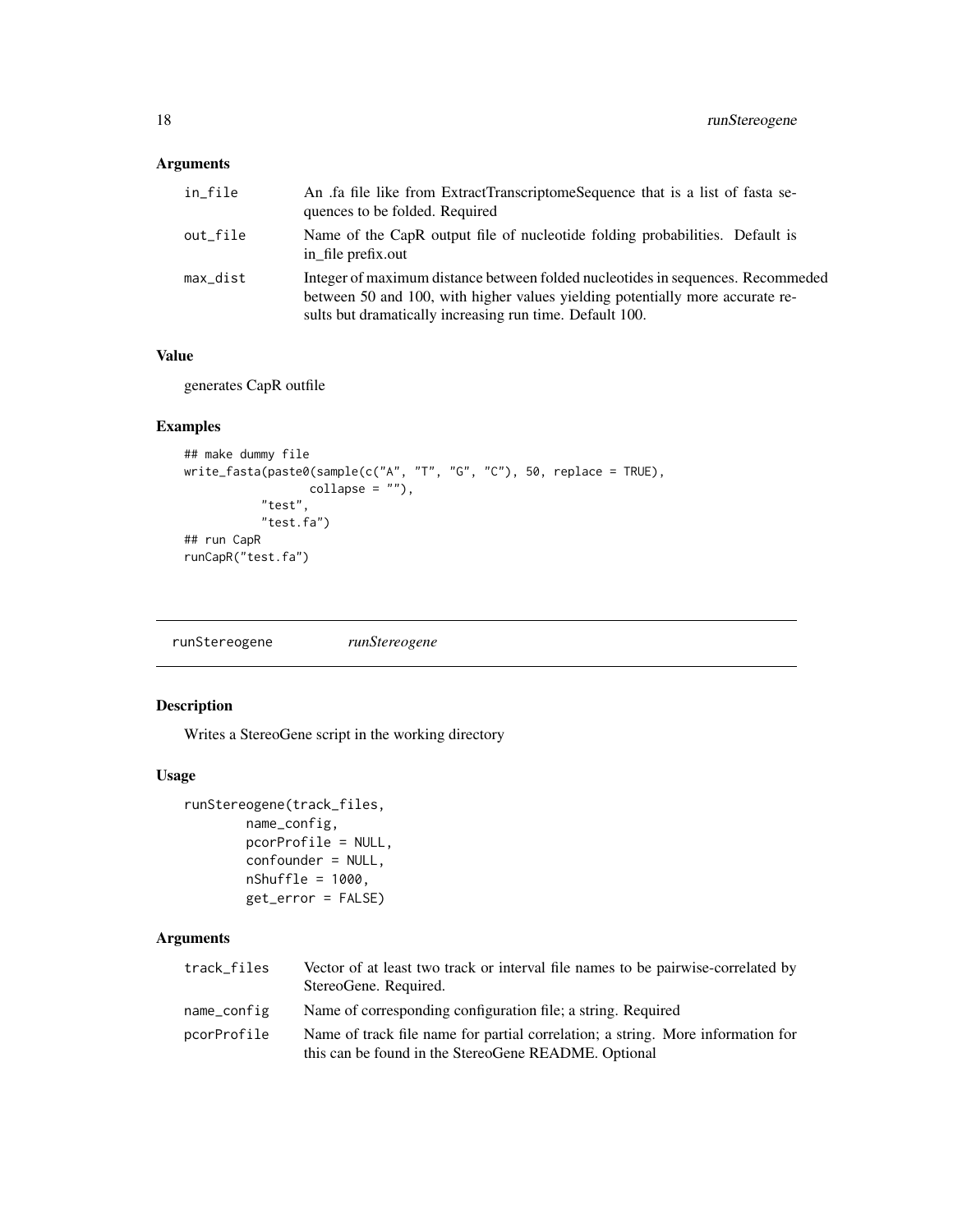### Arguments

| | |
|---|---|
| in_file | An .fa file like from ExtractTranscriptomeSequence that is a list of fasta sequences to be folded. Required |
| out_file | Name of the CapR output file of nucleotide folding probabilities. Default is in_file prefix.out |
| max_dist | Integer of maximum distance between folded nucleotides in sequences. Recommeded between 50 and 100, with higher values yielding potentially more accurate results but dramatically increasing run time. Default 100. |

### Value

generates CapR outfile

### Examples

```
## make dummy file
write_fasta(paste0(sample(c("A", "T", "G", "C"), 50, replace = TRUE),
                   collapse = ""),
           "test",
           "test.fa")
## run CapR
runCapR("test.fa")
```

---

## runStereogene *runStereogene*

### Description

Writes a StereoGene script in the working directory

### Usage

```
runStereogene(track_files,
        name_config,
        pcorProfile = NULL,
        confounder = NULL,
        nShuffle = 1000,
        get_error = FALSE)
```

### Arguments

| | |
|---|---|
| track_files | Vector of at least two track or interval file names to be pairwise-correlated by StereoGene. Required. |
| name_config | Name of corresponding configuration file; a string. Required |
| pcorProfile | Name of track file name for partial correlation; a string. More information for this can be found in the StereoGene README. Optional |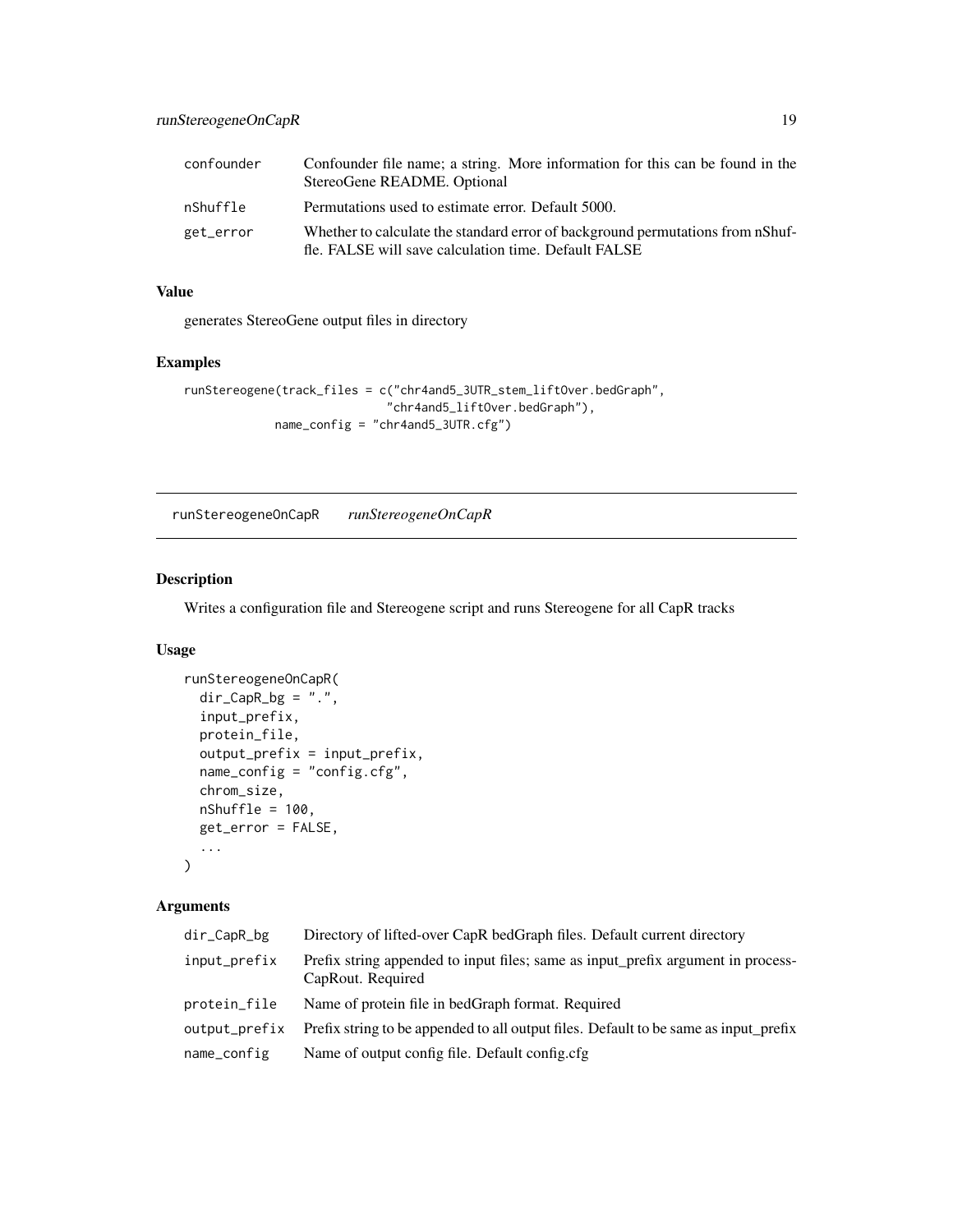| | |
|---|---|
| confounder | Confounder file name; a string. More information for this can be found in the StereoGene README. Optional |
| nShuffle | Permutations used to estimate error. Default 5000. |
| get_error | Whether to calculate the standard error of background permutations from nShuffle. FALSE will save calculation time. Default FALSE |

### Value

generates StereoGene output files in directory

### Examples

```
runStereogene(track_files = c("chr4and5_3UTR_stem_liftOver.bedGraph",
                              "chr4and5_liftOver.bedGraph"),
              name_config = "chr4and5_3UTR.cfg")
```

---

## runStereogeneOnCapR *runStereogeneOnCapR*

### Description

Writes a configuration file and Stereogene script and runs Stereogene for all CapR tracks

### Usage

```
runStereogeneOnCapR(
  dir_CapR_bg = ".",
  input_prefix,
  protein_file,
  output_prefix = input_prefix,
  name_config = "config.cfg",
  chrom_size,
  nShuffle = 100,
  get_error = FALSE,
  ...
)
```

### Arguments

| | |
|---|---|
| dir_CapR_bg | Directory of lifted-over CapR bedGraph files. Default current directory |
| input_prefix | Prefix string appended to input files; same as input_prefix argument in processCapRout. Required |
| protein_file | Name of protein file in bedGraph format. Required |
| output_prefix | Prefix string to be appended to all output files. Default to be same as input_prefix |
| name_config | Name of output config file. Default config.cfg |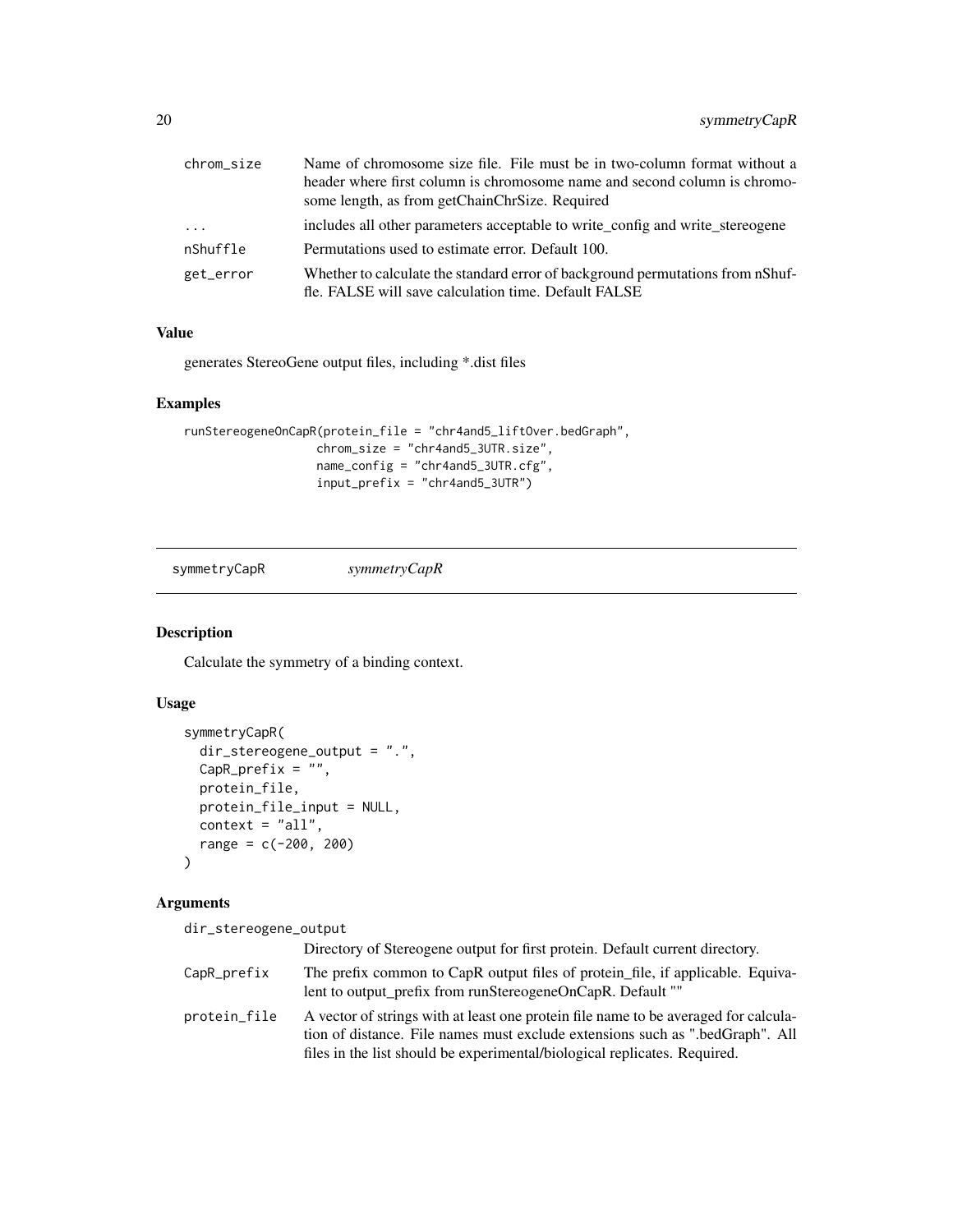| | |
|---|---|
| chrom_size | Name of chromosome size file. File must be in two-column format without a header where first column is chromosome name and second column is chromosome length, as from getChainChrSize. Required |
| ... | includes all other parameters acceptable to write_config and write_stereogene |
| nShuffle | Permutations used to estimate error. Default 100. |
| get_error | Whether to calculate the standard error of background permutations from nShuffle. FALSE will save calculation time. Default FALSE |

### Value

generates StereoGene output files, including *.dist files

### Examples

```
runStereogeneOnCapR(protein_file = "chr4and5_liftOver.bedGraph",
                    chrom_size = "chr4and5_3UTR.size",
                    name_config = "chr4and5_3UTR.cfg",
                    input_prefix = "chr4and5_3UTR")
```

---

## symmetryCapR &nbsp;&nbsp;&nbsp;&nbsp; *symmetryCapR*

---

### Description

Calculate the symmetry of a binding context.

### Usage

```
symmetryCapR(
  dir_stereogene_output = ".",
  CapR_prefix = "",
  protein_file,
  protein_file_input = NULL,
  context = "all",
  range = c(-200, 200)
)
```

### Arguments

| | |
|---|---|
| dir_stereogene_output | Directory of Stereogene output for first protein. Default current directory. |
| CapR_prefix | The prefix common to CapR output files of protein_file, if applicable. Equivalent to output_prefix from runStereogeneOnCapR. Default "" |
| protein_file | A vector of strings with at least one protein file name to be averaged for calculation of distance. File names must exclude extensions such as ".bedGraph". All files in the list should be experimental/biological replicates. Required. |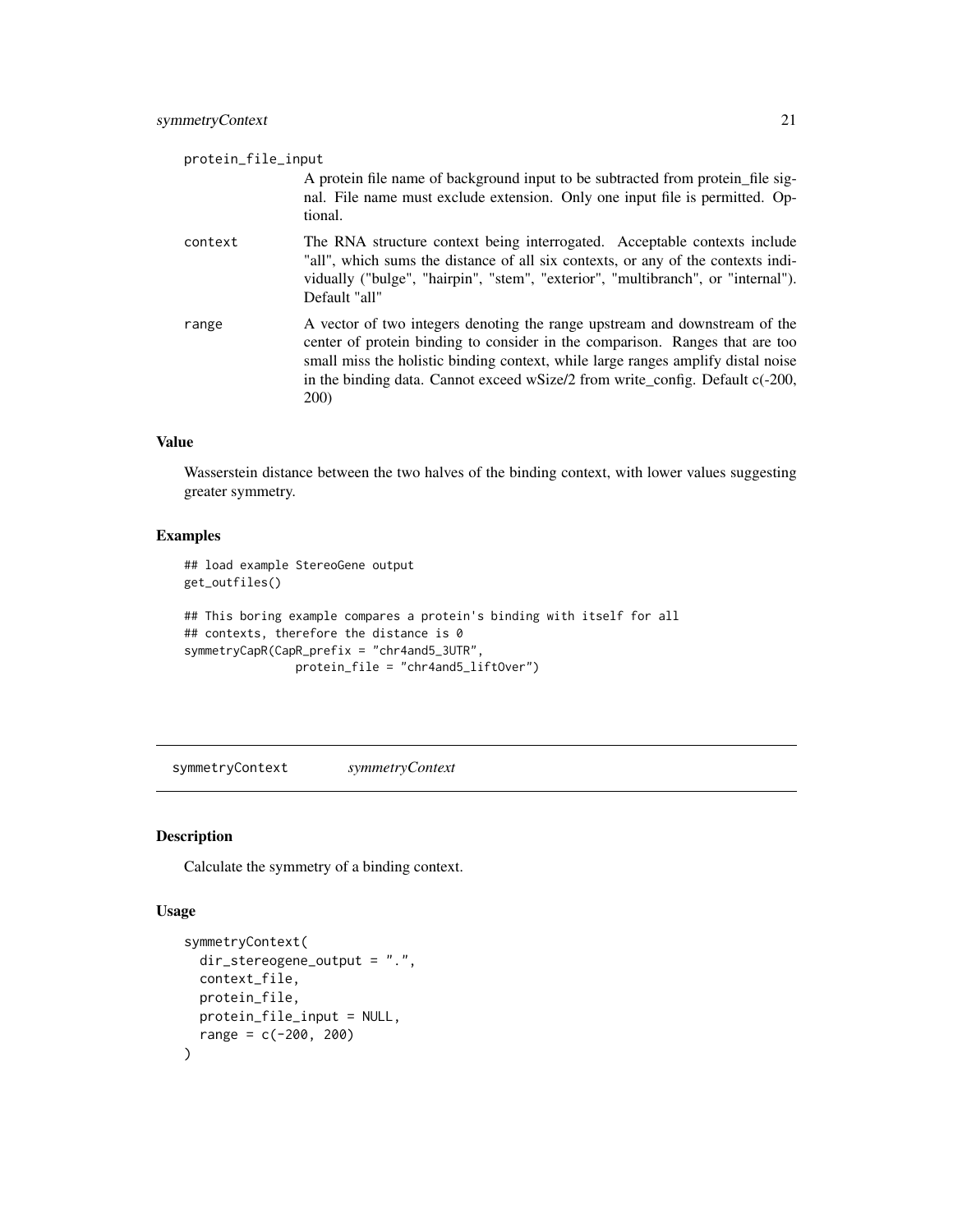protein_file_input

A protein file name of background input to be subtracted from protein_file signal. File name must exclude extension. Only one input file is permitted. Optional.

context

The RNA structure context being interrogated. Acceptable contexts include "all", which sums the distance of all six contexts, or any of the contexts individually ("bulge", "hairpin", "stem", "exterior", "multibranch", or "internal"). Default "all"

range

A vector of two integers denoting the range upstream and downstream of the center of protein binding to consider in the comparison. Ranges that are too small miss the holistic binding context, while large ranges amplify distal noise in the binding data. Cannot exceed wSize/2 from write_config. Default c(-200, 200)

### Value

Wasserstein distance between the two halves of the binding context, with lower values suggesting greater symmetry.

### Examples

```
## load example StereoGene output
get_outfiles()

## This boring example compares a protein's binding with itself for all
## contexts, therefore the distance is 0
symmetryCapR(CapR_prefix = "chr4and5_3UTR",
               protein_file = "chr4and5_liftOver")
```

---

## symmetryContext    *symmetryContext*

### Description

Calculate the symmetry of a binding context.

### Usage

```
symmetryContext(
  dir_stereogene_output = ".",
  context_file,
  protein_file,
  protein_file_input = NULL,
  range = c(-200, 200)
)
```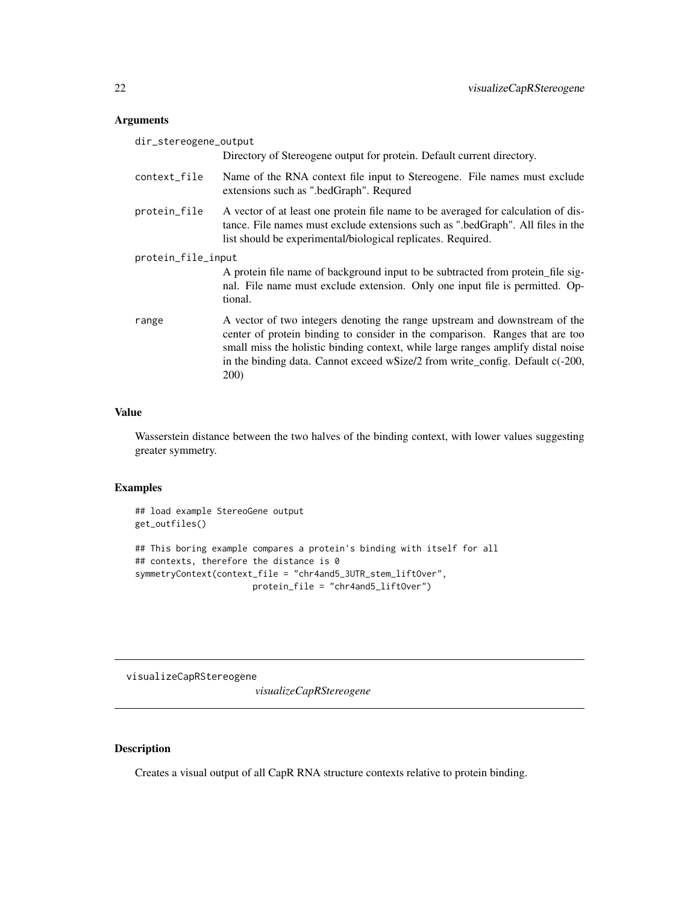## Arguments

**dir_stereogene_output**
Directory of Stereogene output for protein. Default current directory.

**context_file**
Name of the RNA context file input to Stereogene. File names must exclude extensions such as ".bedGraph". Requred

**protein_file**
A vector of at least one protein file name to be averaged for calculation of distance. File names must exclude extensions such as ".bedGraph". All files in the list should be experimental/biological replicates. Required.

**protein_file_input**
A protein file name of background input to be subtracted from protein_file signal. File name must exclude extension. Only one input file is permitted. Optional.

**range**
A vector of two integers denoting the range upstream and downstream of the center of protein binding to consider in the comparison. Ranges that are too small miss the holistic binding context, while large ranges amplify distal noise in the binding data. Cannot exceed wSize/2 from write_config. Default c(-200, 200)

## Value

Wasserstein distance between the two halves of the binding context, with lower values suggesting greater symmetry.

## Examples

```
## load example StereoGene output
get_outfiles()

## This boring example compares a protein's binding with itself for all
## contexts, therefore the distance is 0
symmetryContext(context_file = "chr4and5_3UTR_stem_liftOver",
                     protein_file = "chr4and5_liftOver")
```

---

# visualizeCapRStereogene

*visualizeCapRStereogene*

---

## Description

Creates a visual output of all CapR RNA structure contexts relative to protein binding.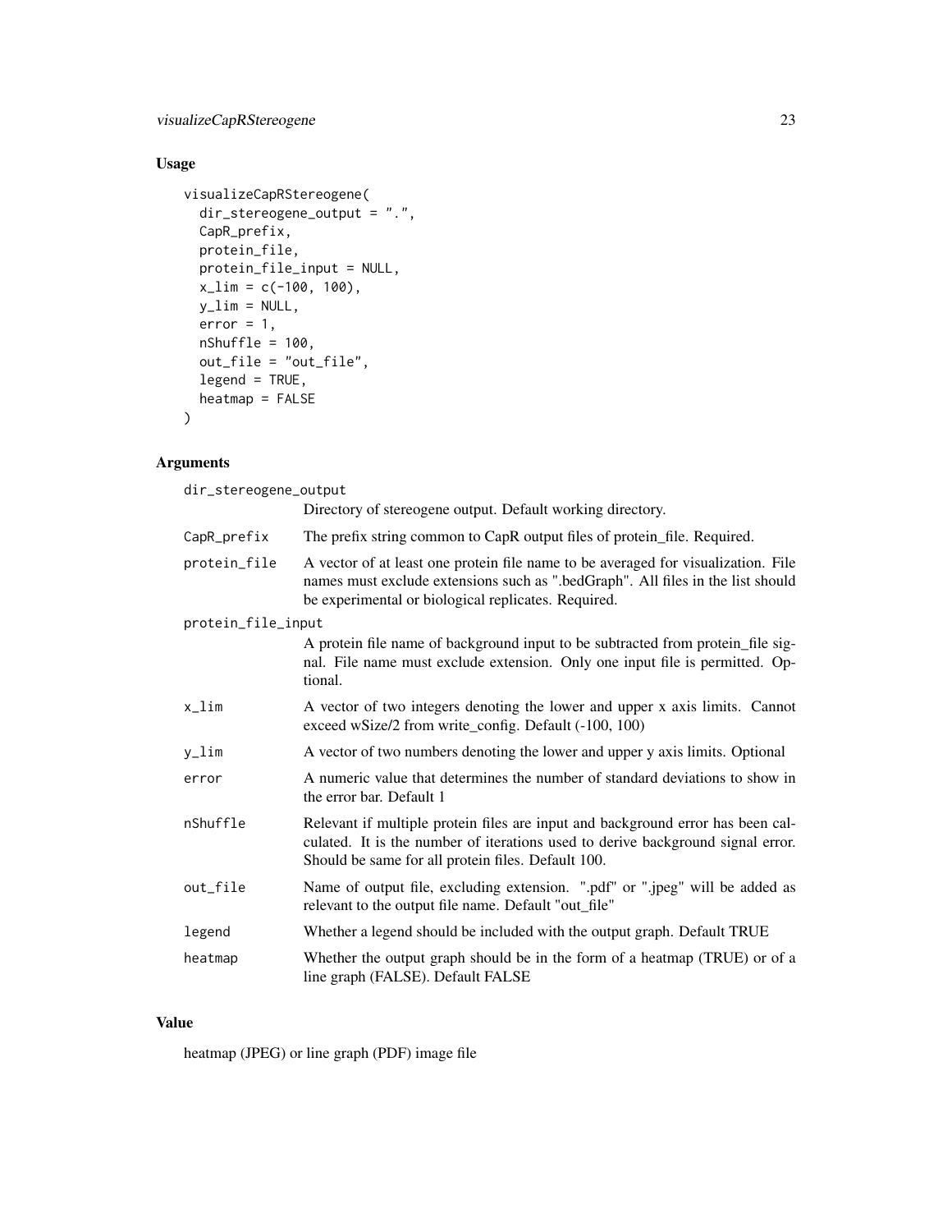## Usage

```
visualizeCapRStereogene(
  dir_stereogene_output = ".",
  CapR_prefix,
  protein_file,
  protein_file_input = NULL,
  x_lim = c(-100, 100),
  y_lim = NULL,
  error = 1,
  nShuffle = 100,
  out_file = "out_file",
  legend = TRUE,
  heatmap = FALSE
)
```

## Arguments

| | |
|---|---|
| dir_stereogene_output | Directory of stereogene output. Default working directory. |
| CapR_prefix | The prefix string common to CapR output files of protein_file. Required. |
| protein_file | A vector of at least one protein file name to be averaged for visualization. File names must exclude extensions such as ".bedGraph". All files in the list should be experimental or biological replicates. Required. |
| protein_file_input | A protein file name of background input to be subtracted from protein_file signal. File name must exclude extension. Only one input file is permitted. Optional. |
| x_lim | A vector of two integers denoting the lower and upper x axis limits. Cannot exceed wSize/2 from write_config. Default (-100, 100) |
| y_lim | A vector of two numbers denoting the lower and upper y axis limits. Optional |
| error | A numeric value that determines the number of standard deviations to show in the error bar. Default 1 |
| nShuffle | Relevant if multiple protein files are input and background error has been calculated. It is the number of iterations used to derive background signal error. Should be same for all protein files. Default 100. |
| out_file | Name of output file, excluding extension. ".pdf" or ".jpeg" will be added as relevant to the output file name. Default "out_file" |
| legend | Whether a legend should be included with the output graph. Default TRUE |
| heatmap | Whether the output graph should be in the form of a heatmap (TRUE) or of a line graph (FALSE). Default FALSE |

## Value

heatmap (JPEG) or line graph (PDF) image file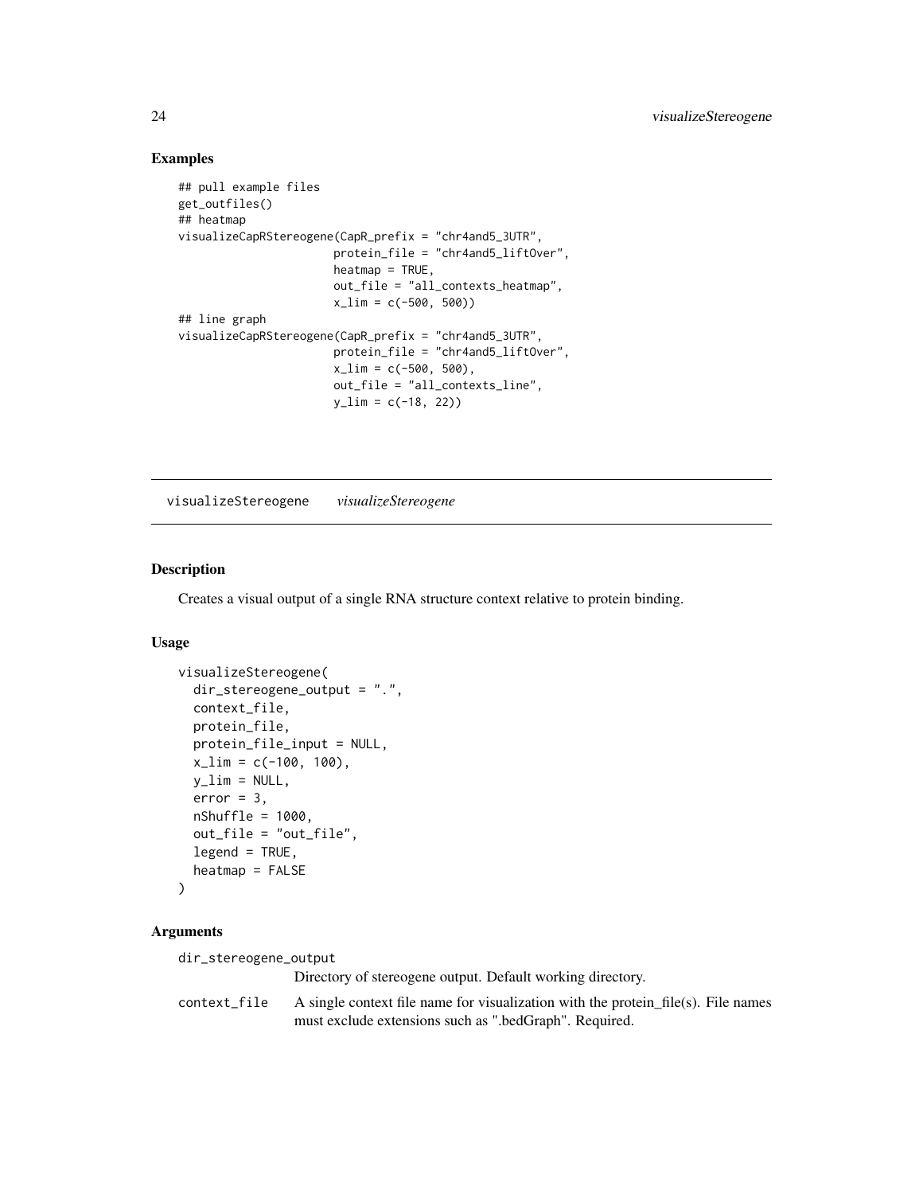## Examples

```
## pull example files
get_outfiles()
## heatmap
visualizeCapRStereogene(CapR_prefix = "chr4and5_3UTR",
                        protein_file = "chr4and5_liftOver",
                        heatmap = TRUE,
                        out_file = "all_contexts_heatmap",
                        x_lim = c(-500, 500))
## line graph
visualizeCapRStereogene(CapR_prefix = "chr4and5_3UTR",
                        protein_file = "chr4and5_liftOver",
                        x_lim = c(-500, 500),
                        out_file = "all_contexts_line",
                        y_lim = c(-18, 22))
```

---

# visualizeStereogene *visualizeStereogene*

---

## Description

Creates a visual output of a single RNA structure context relative to protein binding.

## Usage

```
visualizeStereogene(
  dir_stereogene_output = ".",
  context_file,
  protein_file,
  protein_file_input = NULL,
  x_lim = c(-100, 100),
  y_lim = NULL,
  error = 3,
  nShuffle = 1000,
  out_file = "out_file",
  legend = TRUE,
  heatmap = FALSE
)
```

## Arguments

`dir_stereogene_output`
: Directory of stereogene output. Default working directory.

`context_file`
: A single context file name for visualization with the protein_file(s). File names must exclude extensions such as ".bedGraph". Required.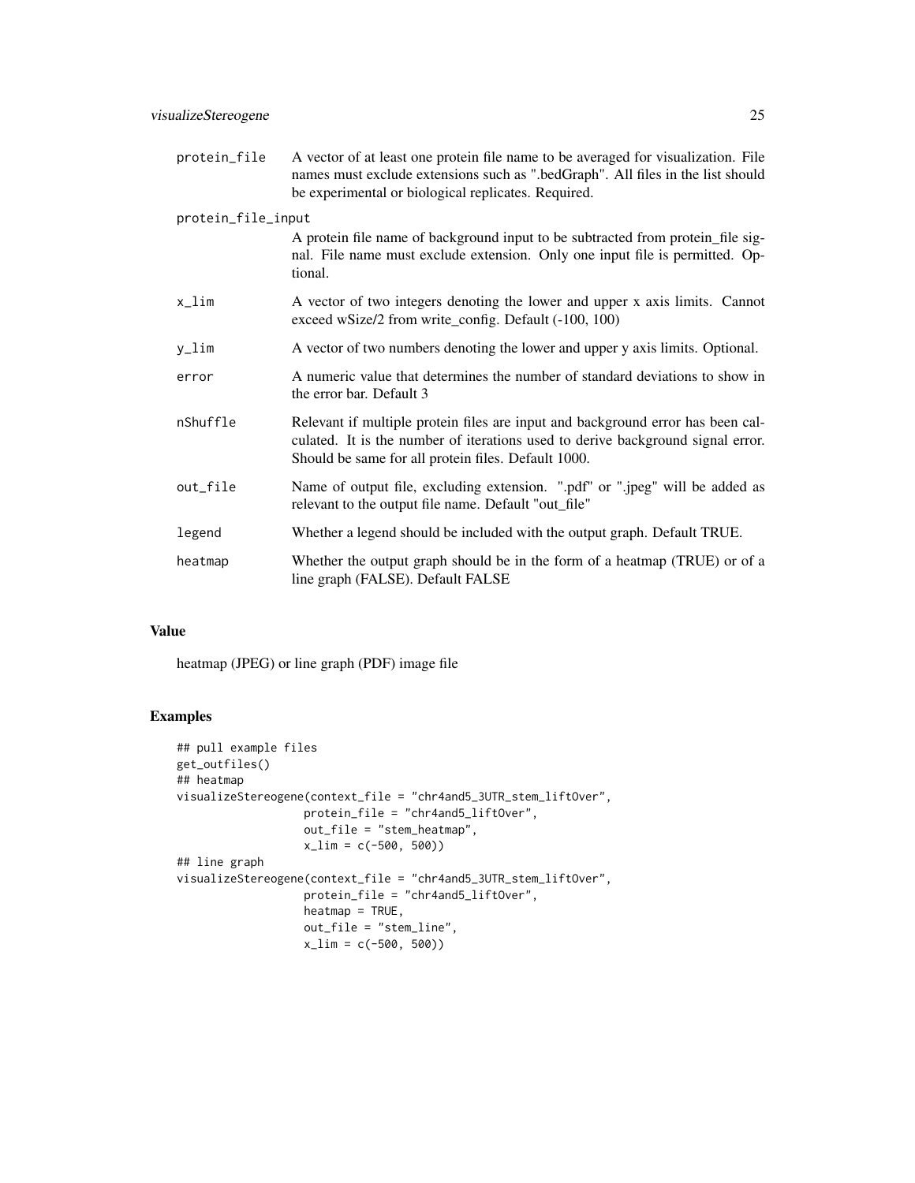| | |
|---|---|
| protein_file | A vector of at least one protein file name to be averaged for visualization. File names must exclude extensions such as ".bedGraph". All files in the list should be experimental or biological replicates. Required. |
| protein_file_input | A protein file name of background input to be subtracted from protein_file signal. File name must exclude extension. Only one input file is permitted. Optional. |
| x_lim | A vector of two integers denoting the lower and upper x axis limits. Cannot exceed wSize/2 from write_config. Default (-100, 100) |
| y_lim | A vector of two numbers denoting the lower and upper y axis limits. Optional. |
| error | A numeric value that determines the number of standard deviations to show in the error bar. Default 3 |
| nShuffle | Relevant if multiple protein files are input and background error has been calculated. It is the number of iterations used to derive background signal error. Should be same for all protein files. Default 1000. |
| out_file | Name of output file, excluding extension. ".pdf" or ".jpeg" will be added as relevant to the output file name. Default "out_file" |
| legend | Whether a legend should be included with the output graph. Default TRUE. |
| heatmap | Whether the output graph should be in the form of a heatmap (TRUE) or of a line graph (FALSE). Default FALSE |

## Value

heatmap (JPEG) or line graph (PDF) image file

## Examples

```
## pull example files
get_outfiles()
## heatmap
visualizeStereogene(context_file = "chr4and5_3UTR_stem_liftOver",
                    protein_file = "chr4and5_liftOver",
                    out_file = "stem_heatmap",
                    x_lim = c(-500, 500))
## line graph
visualizeStereogene(context_file = "chr4and5_3UTR_stem_liftOver",
                    protein_file = "chr4and5_liftOver",
                    heatmap = TRUE,
                    out_file = "stem_line",
                    x_lim = c(-500, 500))
```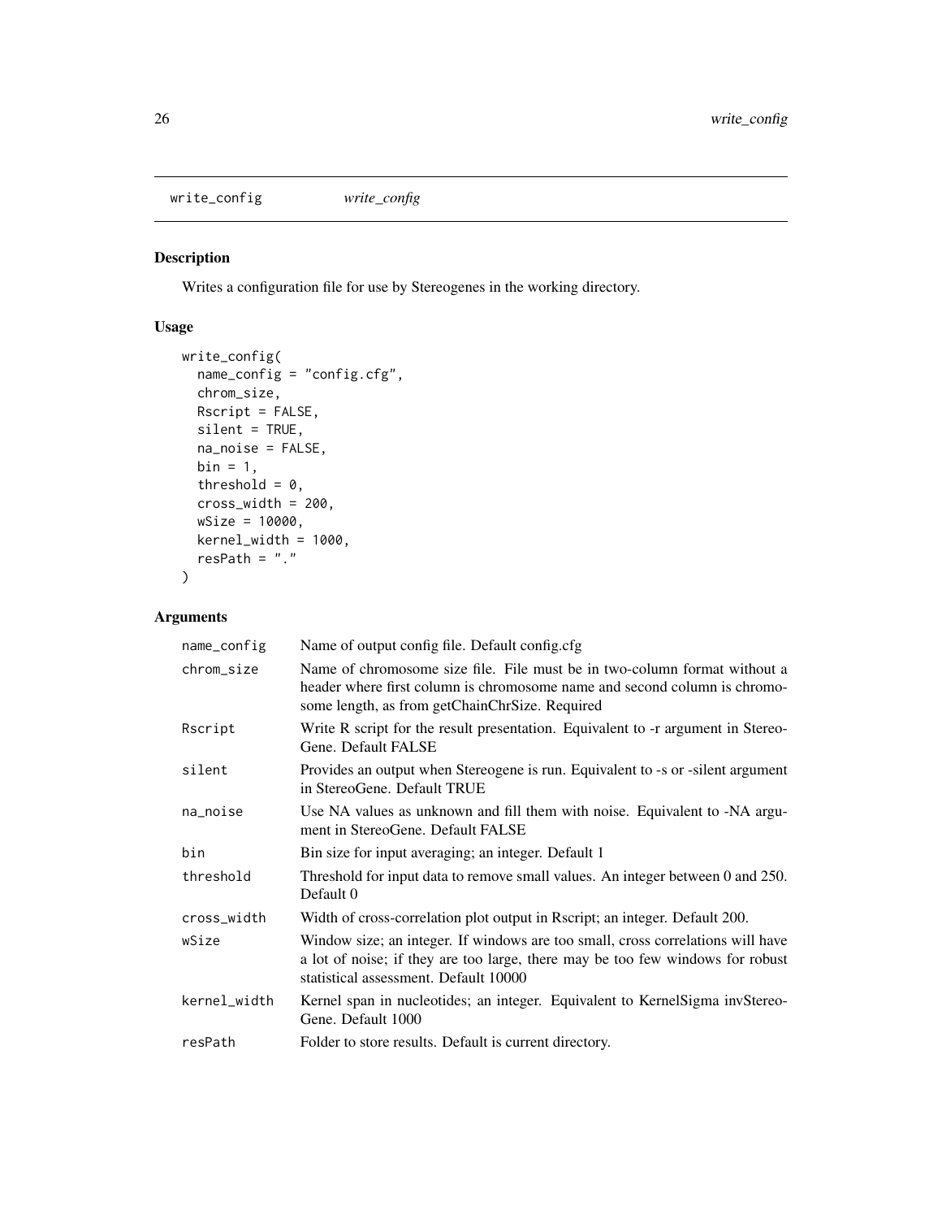## write_config *write_config*

### Description

Writes a configuration file for use by Stereogenes in the working directory.

### Usage

```
write_config(
  name_config = "config.cfg",
  chrom_size,
  Rscript = FALSE,
  silent = TRUE,
  na_noise = FALSE,
  bin = 1,
  threshold = 0,
  cross_width = 200,
  wSize = 10000,
  kernel_width = 1000,
  resPath = "."
)
```

### Arguments

| Argument | Description |
|---|---|
| `name_config` | Name of output config file. Default config.cfg |
| `chrom_size` | Name of chromosome size file. File must be in two-column format without a header where first column is chromosome name and second column is chromosome length, as from getChainChrSize. Required |
| `Rscript` | Write R script for the result presentation. Equivalent to -r argument in StereoGene. Default FALSE |
| `silent` | Provides an output when Stereogene is run. Equivalent to -s or -silent argument in StereoGene. Default TRUE |
| `na_noise` | Use NA values as unknown and fill them with noise. Equivalent to -NA argument in StereoGene. Default FALSE |
| `bin` | Bin size for input averaging; an integer. Default 1 |
| `threshold` | Threshold for input data to remove small values. An integer between 0 and 250. Default 0 |
| `cross_width` | Width of cross-correlation plot output in Rscript; an integer. Default 200. |
| `wSize` | Window size; an integer. If windows are too small, cross correlations will have a lot of noise; if they are too large, there may be too few windows for robust statistical assessment. Default 10000 |
| `kernel_width` | Kernel span in nucleotides; an integer. Equivalent to KernelSigma invStereoGene. Default 1000 |
| `resPath` | Folder to store results. Default is current directory. |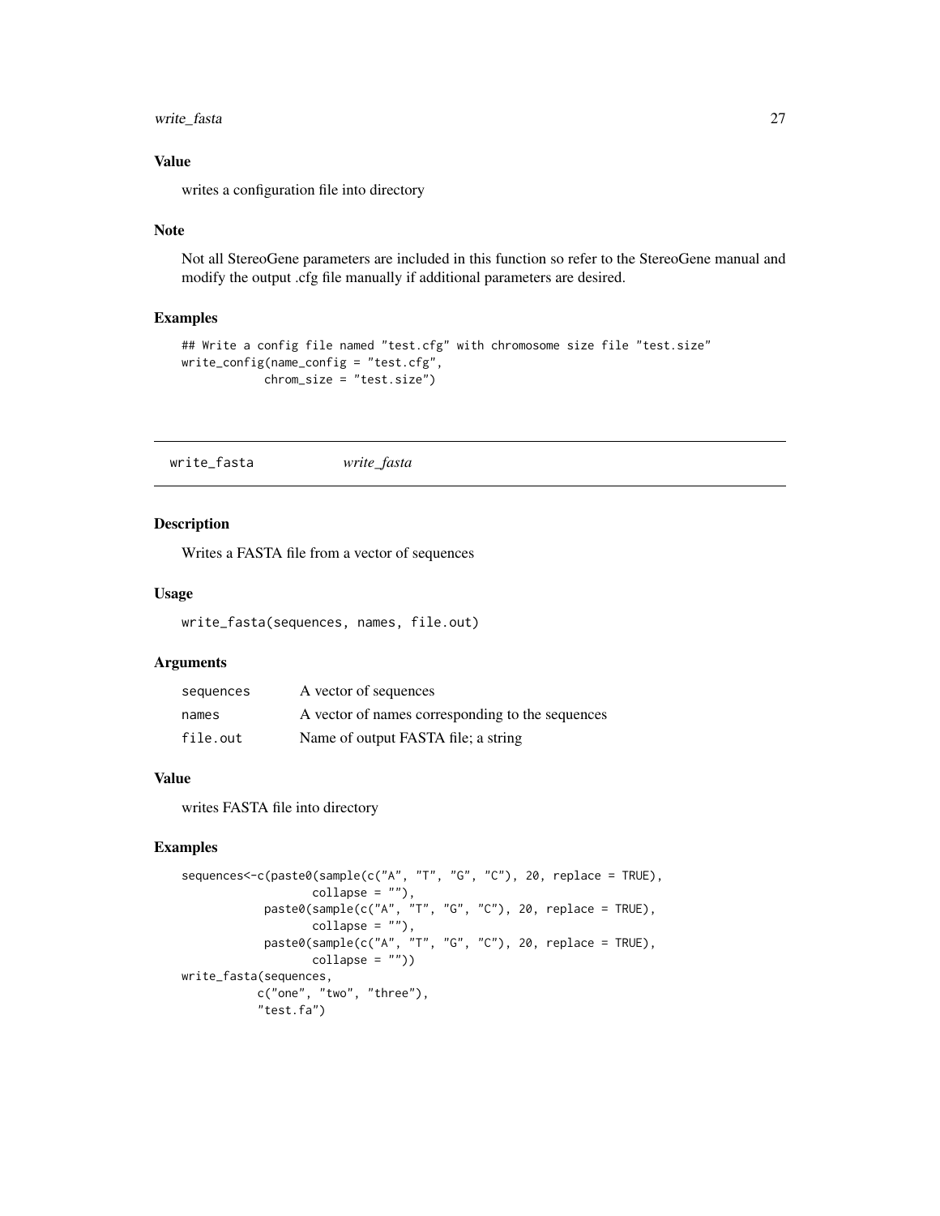### Value

writes a configuration file into directory

### Note

Not all StereoGene parameters are included in this function so refer to the StereoGene manual and modify the output .cfg file manually if additional parameters are desired.

### Examples

```
## Write a config file named "test.cfg" with chromosome size file "test.size"
write_config(name_config = "test.cfg",
            chrom_size = "test.size")
```

## write_fasta *write_fasta*

### Description

Writes a FASTA file from a vector of sequences

### Usage

```
write_fasta(sequences, names, file.out)
```

### Arguments

| | |
|---|---|
| sequences | A vector of sequences |
| names | A vector of names corresponding to the sequences |
| file.out | Name of output FASTA file; a string |

### Value

writes FASTA file into directory

### Examples

```
sequences<-c(paste0(sample(c("A", "T", "G", "C"), 20, replace = TRUE),
                    collapse = ""),
            paste0(sample(c("A", "T", "G", "C"), 20, replace = TRUE),
                    collapse = ""),
            paste0(sample(c("A", "T", "G", "C"), 20, replace = TRUE),
                    collapse = ""))
write_fasta(sequences,
           c("one", "two", "three"),
           "test.fa")
```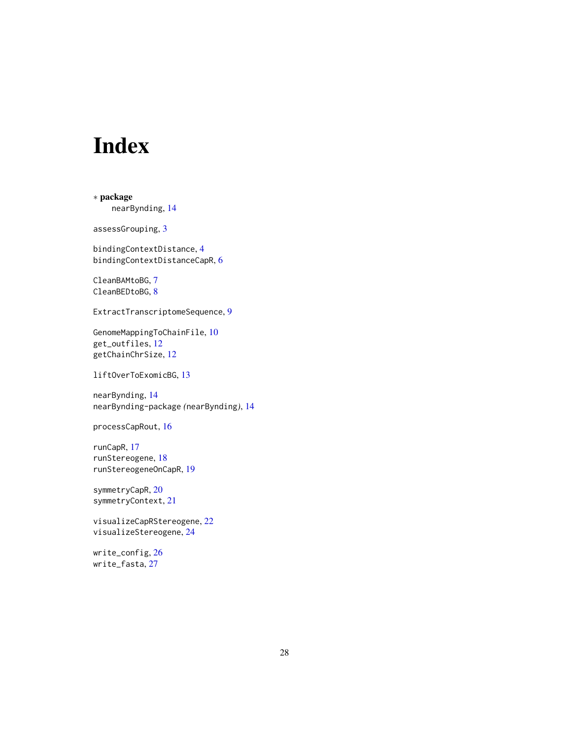# Index

∗ **package**
    nearBynding, 14

assessGrouping, 3

bindingContextDistance, 4
bindingContextDistanceCapR, 6

CleanBAMtoBG, 7
CleanBEDtoBG, 8

ExtractTranscriptomeSequence, 9

GenomeMappingToChainFile, 10
get_outfiles, 12
getChainChrSize, 12

liftOverToExomicBG, 13

nearBynding, 14
nearBynding-package *(*nearBynding*)*, 14

processCapRout, 16

runCapR, 17
runStereogene, 18
runStereogeneOnCapR, 19

symmetryCapR, 20
symmetryContext, 21

visualizeCapRStereogene, 22
visualizeStereogene, 24

write_config, 26
write_fasta, 27